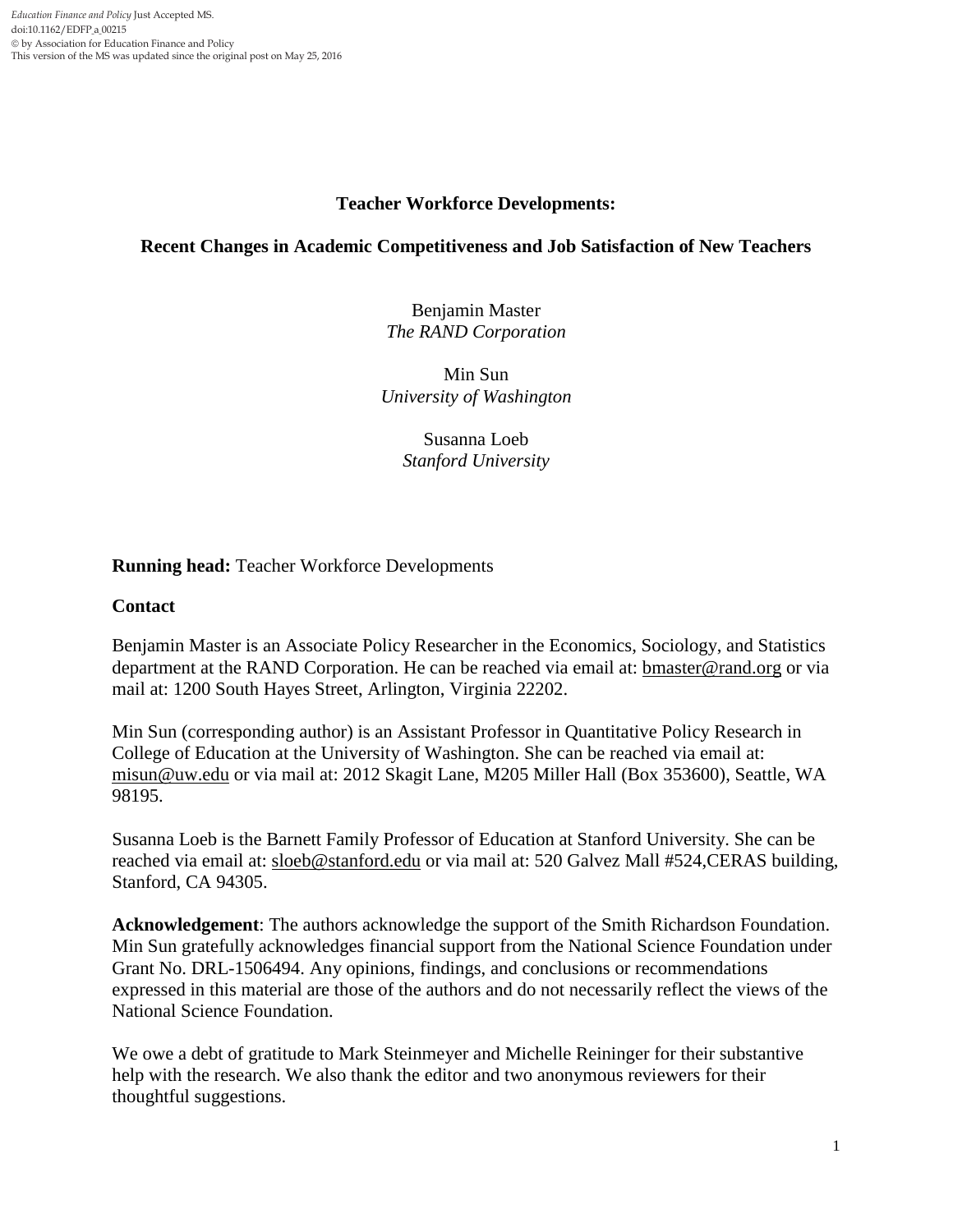Education Finance and Policy Just Accepted MS.
doi:10.1162/EDFP_a_00215
© by Association for Education Finance and Policy
This version of the MS was updated since the original post on May 25, 2016

# Teacher Workforce Developments:

## Recent Changes in Academic Competitiveness and Job Satisfaction of New Teachers

Benjamin Master
*The RAND Corporation*

Min Sun
*University of Washington*

Susanna Loeb
*Stanford University*

**Running head:** Teacher Workforce Developments

**Contact**

Benjamin Master is an Associate Policy Researcher in the Economics, Sociology, and Statistics department at the RAND Corporation. He can be reached via email at: bmaster@rand.org or via mail at: 1200 South Hayes Street, Arlington, Virginia 22202.

Min Sun (corresponding author) is an Assistant Professor in Quantitative Policy Research in College of Education at the University of Washington. She can be reached via email at: misun@uw.edu or via mail at: 2012 Skagit Lane, M205 Miller Hall (Box 353600), Seattle, WA 98195.

Susanna Loeb is the Barnett Family Professor of Education at Stanford University. She can be reached via email at: sloeb@stanford.edu or via mail at: 520 Galvez Mall #524,CERAS building, Stanford, CA 94305.

**Acknowledgement**: The authors acknowledge the support of the Smith Richardson Foundation. Min Sun gratefully acknowledges financial support from the National Science Foundation under Grant No. DRL-1506494. Any opinions, findings, and conclusions or recommendations expressed in this material are those of the authors and do not necessarily reflect the views of the National Science Foundation.

We owe a debt of gratitude to Mark Steinmeyer and Michelle Reininger for their substantive help with the research. We also thank the editor and two anonymous reviewers for their thoughtful suggestions.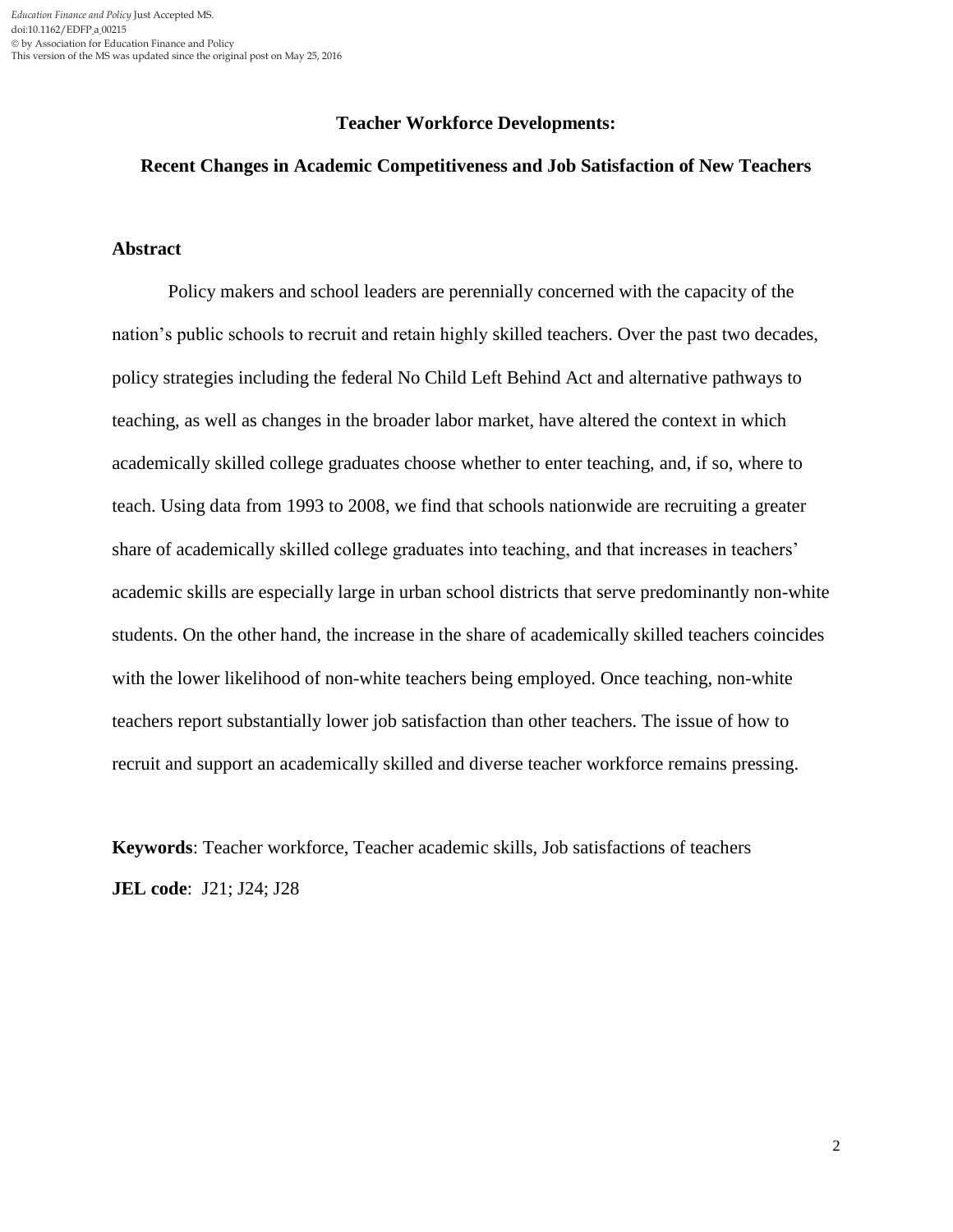**Teacher Workforce Developments:**

**Recent Changes in Academic Competitiveness and Job Satisfaction of New Teachers**

## Abstract

Policy makers and school leaders are perennially concerned with the capacity of the nation's public schools to recruit and retain highly skilled teachers. Over the past two decades, policy strategies including the federal No Child Left Behind Act and alternative pathways to teaching, as well as changes in the broader labor market, have altered the context in which academically skilled college graduates choose whether to enter teaching, and, if so, where to teach. Using data from 1993 to 2008, we find that schools nationwide are recruiting a greater share of academically skilled college graduates into teaching, and that increases in teachers' academic skills are especially large in urban school districts that serve predominantly non-white students. On the other hand, the increase in the share of academically skilled teachers coincides with the lower likelihood of non-white teachers being employed. Once teaching, non-white teachers report substantially lower job satisfaction than other teachers. The issue of how to recruit and support an academically skilled and diverse teacher workforce remains pressing.

**Keywords**: Teacher workforce, Teacher academic skills, Job satisfactions of teachers

**JEL code**: J21; J24; J28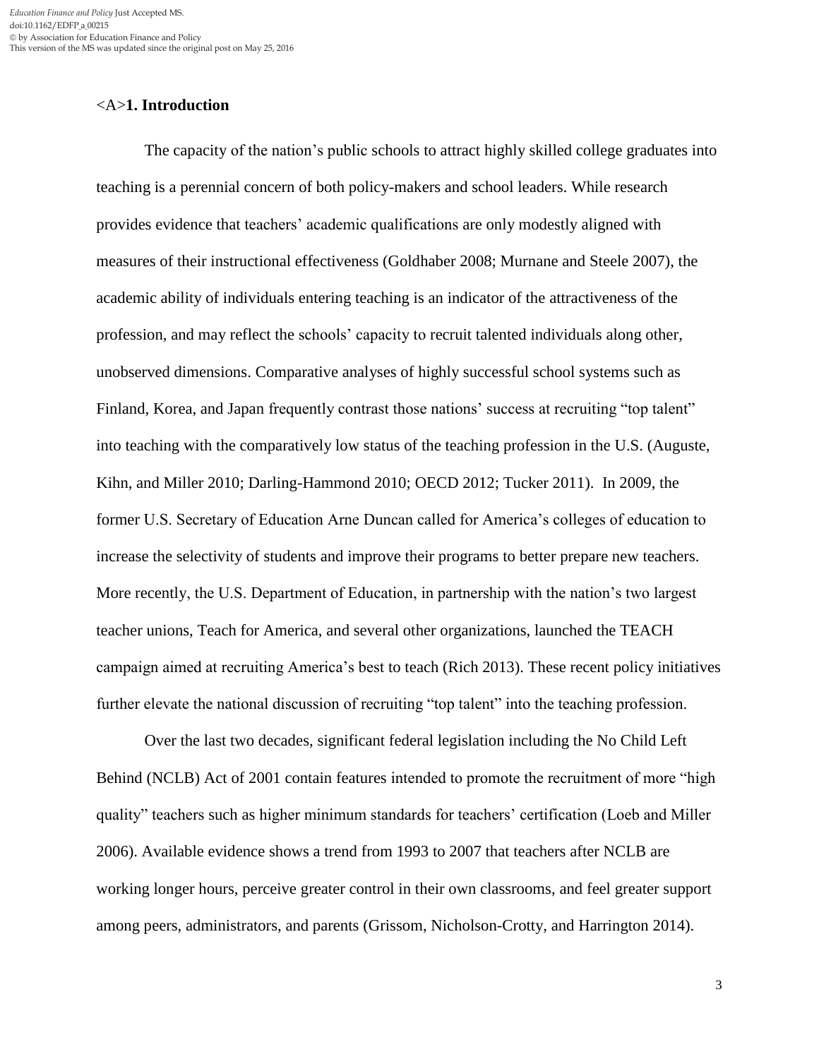## 1. Introduction

The capacity of the nation's public schools to attract highly skilled college graduates into teaching is a perennial concern of both policy-makers and school leaders. While research provides evidence that teachers' academic qualifications are only modestly aligned with measures of their instructional effectiveness (Goldhaber 2008; Murnane and Steele 2007), the academic ability of individuals entering teaching is an indicator of the attractiveness of the profession, and may reflect the schools' capacity to recruit talented individuals along other, unobserved dimensions. Comparative analyses of highly successful school systems such as Finland, Korea, and Japan frequently contrast those nations' success at recruiting "top talent" into teaching with the comparatively low status of the teaching profession in the U.S. (Auguste, Kihn, and Miller 2010; Darling-Hammond 2010; OECD 2012; Tucker 2011). In 2009, the former U.S. Secretary of Education Arne Duncan called for America's colleges of education to increase the selectivity of students and improve their programs to better prepare new teachers. More recently, the U.S. Department of Education, in partnership with the nation's two largest teacher unions, Teach for America, and several other organizations, launched the TEACH campaign aimed at recruiting America's best to teach (Rich 2013). These recent policy initiatives further elevate the national discussion of recruiting "top talent" into the teaching profession.

Over the last two decades, significant federal legislation including the No Child Left Behind (NCLB) Act of 2001 contain features intended to promote the recruitment of more "high quality" teachers such as higher minimum standards for teachers' certification (Loeb and Miller 2006). Available evidence shows a trend from 1993 to 2007 that teachers after NCLB are working longer hours, perceive greater control in their own classrooms, and feel greater support among peers, administrators, and parents (Grissom, Nicholson-Crotty, and Harrington 2014).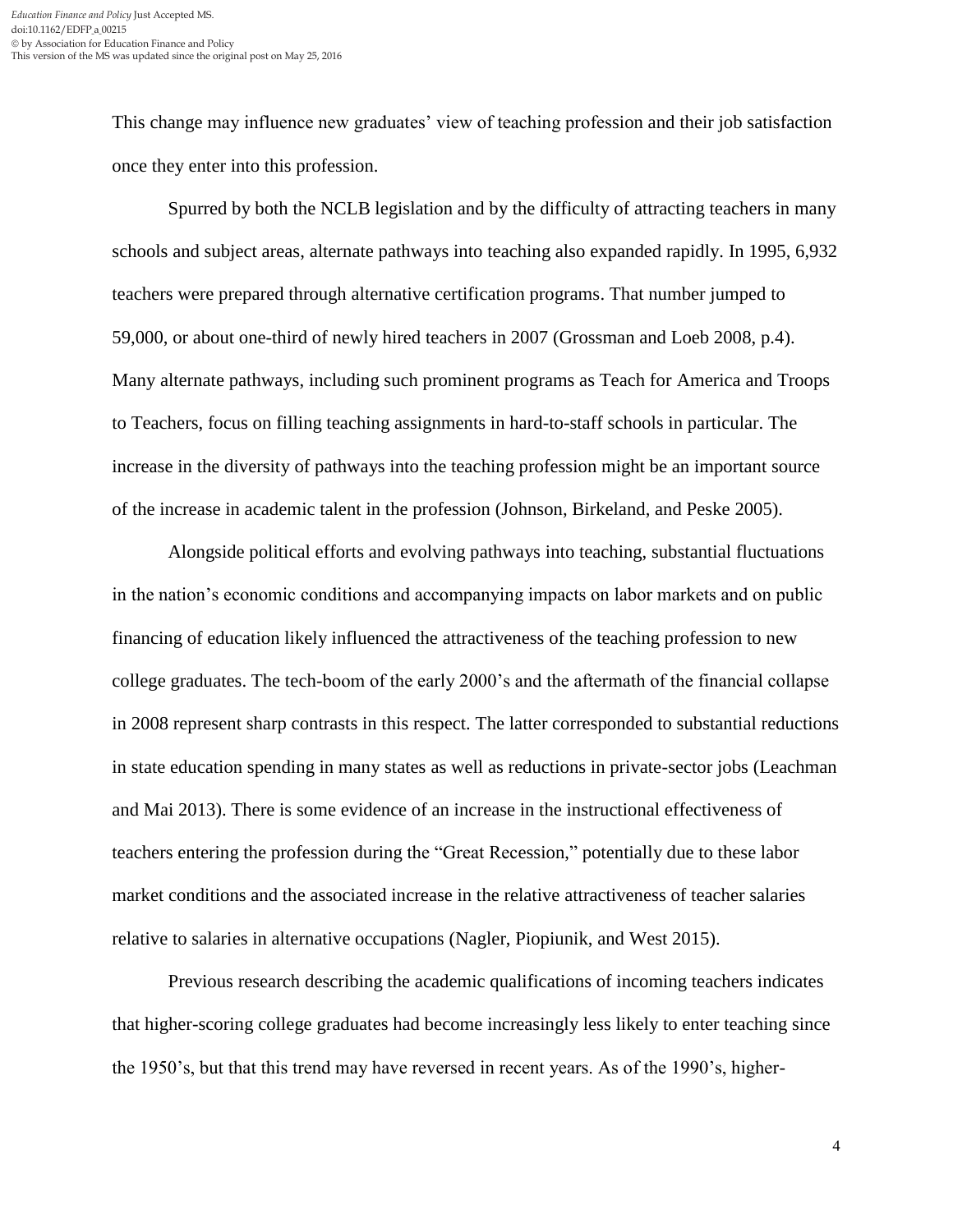This change may influence new graduates' view of teaching profession and their job satisfaction once they enter into this profession.

Spurred by both the NCLB legislation and by the difficulty of attracting teachers in many schools and subject areas, alternate pathways into teaching also expanded rapidly. In 1995, 6,932 teachers were prepared through alternative certification programs. That number jumped to 59,000, or about one-third of newly hired teachers in 2007 (Grossman and Loeb 2008, p.4). Many alternate pathways, including such prominent programs as Teach for America and Troops to Teachers, focus on filling teaching assignments in hard-to-staff schools in particular. The increase in the diversity of pathways into the teaching profession might be an important source of the increase in academic talent in the profession (Johnson, Birkeland, and Peske 2005).

Alongside political efforts and evolving pathways into teaching, substantial fluctuations in the nation's economic conditions and accompanying impacts on labor markets and on public financing of education likely influenced the attractiveness of the teaching profession to new college graduates. The tech-boom of the early 2000's and the aftermath of the financial collapse in 2008 represent sharp contrasts in this respect. The latter corresponded to substantial reductions in state education spending in many states as well as reductions in private-sector jobs (Leachman and Mai 2013). There is some evidence of an increase in the instructional effectiveness of teachers entering the profession during the "Great Recession," potentially due to these labor market conditions and the associated increase in the relative attractiveness of teacher salaries relative to salaries in alternative occupations (Nagler, Piopiunik, and West 2015).

Previous research describing the academic qualifications of incoming teachers indicates that higher-scoring college graduates had become increasingly less likely to enter teaching since the 1950's, but that this trend may have reversed in recent years. As of the 1990's, higher-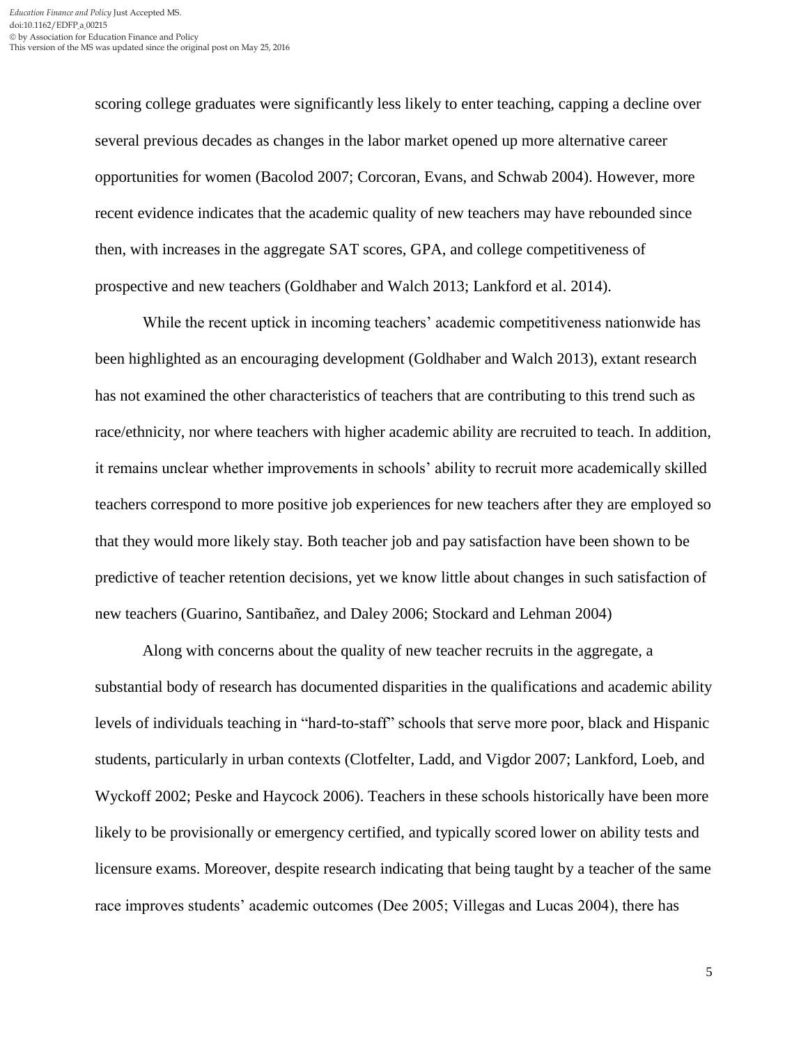scoring college graduates were significantly less likely to enter teaching, capping a decline over several previous decades as changes in the labor market opened up more alternative career opportunities for women (Bacolod 2007; Corcoran, Evans, and Schwab 2004). However, more recent evidence indicates that the academic quality of new teachers may have rebounded since then, with increases in the aggregate SAT scores, GPA, and college competitiveness of prospective and new teachers (Goldhaber and Walch 2013; Lankford et al. 2014).

While the recent uptick in incoming teachers' academic competitiveness nationwide has been highlighted as an encouraging development (Goldhaber and Walch 2013), extant research has not examined the other characteristics of teachers that are contributing to this trend such as race/ethnicity, nor where teachers with higher academic ability are recruited to teach. In addition, it remains unclear whether improvements in schools' ability to recruit more academically skilled teachers correspond to more positive job experiences for new teachers after they are employed so that they would more likely stay. Both teacher job and pay satisfaction have been shown to be predictive of teacher retention decisions, yet we know little about changes in such satisfaction of new teachers (Guarino, Santibañez, and Daley 2006; Stockard and Lehman 2004)

Along with concerns about the quality of new teacher recruits in the aggregate, a substantial body of research has documented disparities in the qualifications and academic ability levels of individuals teaching in "hard-to-staff" schools that serve more poor, black and Hispanic students, particularly in urban contexts (Clotfelter, Ladd, and Vigdor 2007; Lankford, Loeb, and Wyckoff 2002; Peske and Haycock 2006). Teachers in these schools historically have been more likely to be provisionally or emergency certified, and typically scored lower on ability tests and licensure exams. Moreover, despite research indicating that being taught by a teacher of the same race improves students' academic outcomes (Dee 2005; Villegas and Lucas 2004), there has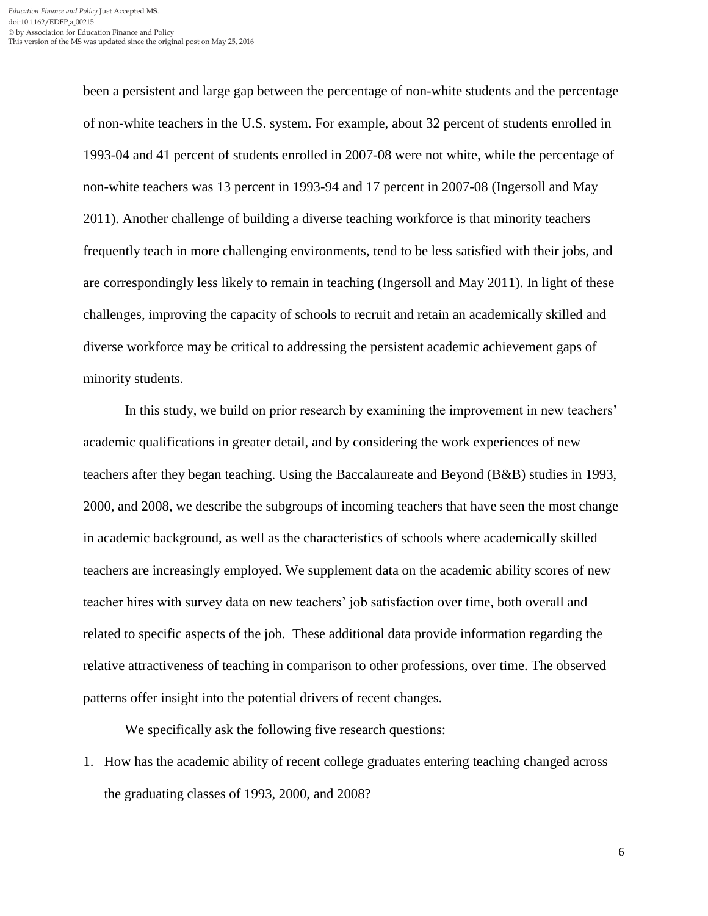been a persistent and large gap between the percentage of non-white students and the percentage of non-white teachers in the U.S. system. For example, about 32 percent of students enrolled in 1993-04 and 41 percent of students enrolled in 2007-08 were not white, while the percentage of non-white teachers was 13 percent in 1993-94 and 17 percent in 2007-08 (Ingersoll and May 2011). Another challenge of building a diverse teaching workforce is that minority teachers frequently teach in more challenging environments, tend to be less satisfied with their jobs, and are correspondingly less likely to remain in teaching (Ingersoll and May 2011). In light of these challenges, improving the capacity of schools to recruit and retain an academically skilled and diverse workforce may be critical to addressing the persistent academic achievement gaps of minority students.

In this study, we build on prior research by examining the improvement in new teachers' academic qualifications in greater detail, and by considering the work experiences of new teachers after they began teaching. Using the Baccalaureate and Beyond (B&B) studies in 1993, 2000, and 2008, we describe the subgroups of incoming teachers that have seen the most change in academic background, as well as the characteristics of schools where academically skilled teachers are increasingly employed. We supplement data on the academic ability scores of new teacher hires with survey data on new teachers' job satisfaction over time, both overall and related to specific aspects of the job. These additional data provide information regarding the relative attractiveness of teaching in comparison to other professions, over time. The observed patterns offer insight into the potential drivers of recent changes.

We specifically ask the following five research questions:

1. How has the academic ability of recent college graduates entering teaching changed across the graduating classes of 1993, 2000, and 2008?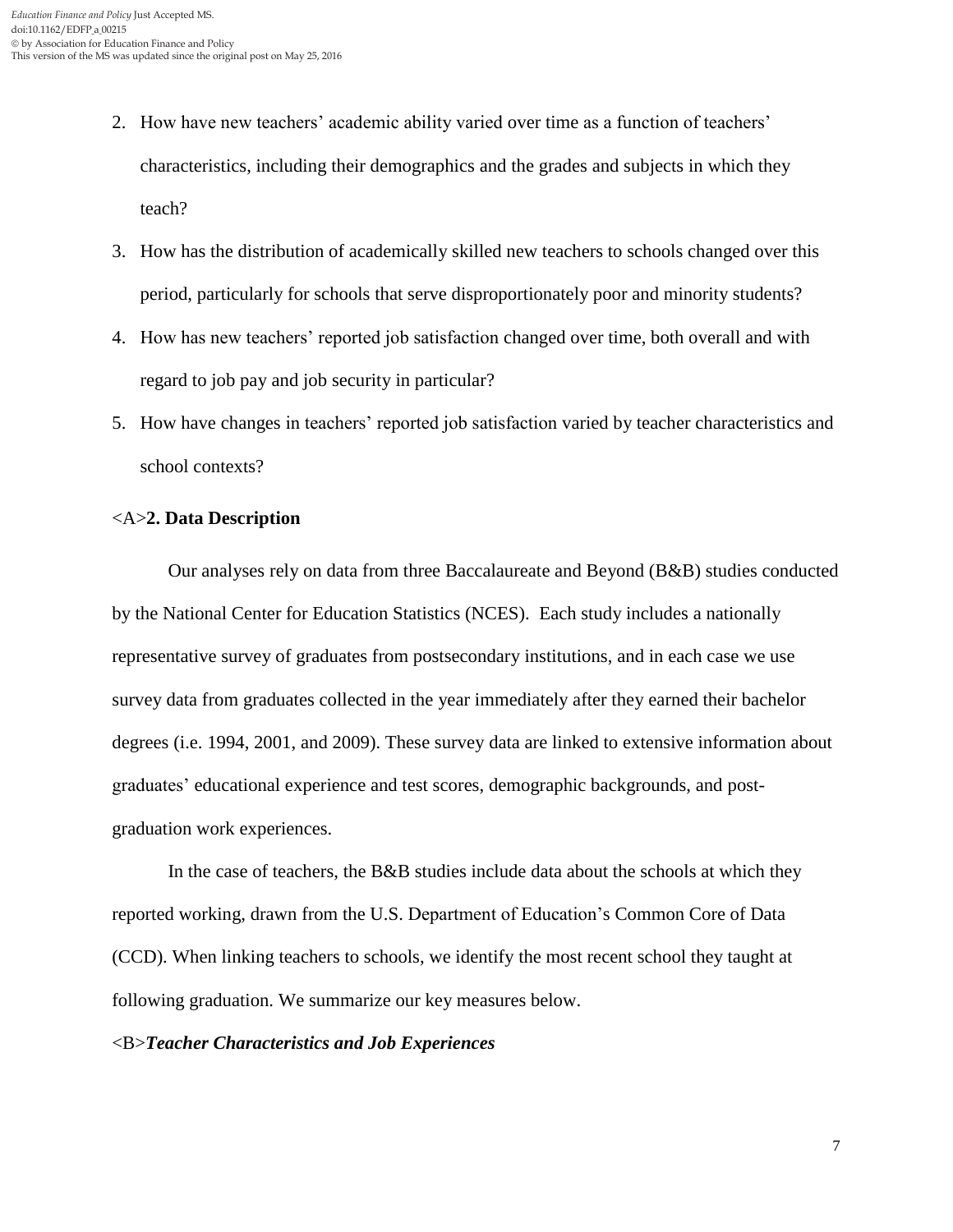2. How have new teachers' academic ability varied over time as a function of teachers' characteristics, including their demographics and the grades and subjects in which they teach?
3. How has the distribution of academically skilled new teachers to schools changed over this period, particularly for schools that serve disproportionately poor and minority students?
4. How has new teachers' reported job satisfaction changed over time, both overall and with regard to job pay and job security in particular?
5. How have changes in teachers' reported job satisfaction varied by teacher characteristics and school contexts?

## <A>2. Data Description

Our analyses rely on data from three Baccalaureate and Beyond (B&B) studies conducted by the National Center for Education Statistics (NCES). Each study includes a nationally representative survey of graduates from postsecondary institutions, and in each case we use survey data from graduates collected in the year immediately after they earned their bachelor degrees (i.e. 1994, 2001, and 2009). These survey data are linked to extensive information about graduates' educational experience and test scores, demographic backgrounds, and post-graduation work experiences.

In the case of teachers, the B&B studies include data about the schools at which they reported working, drawn from the U.S. Department of Education's Common Core of Data (CCD). When linking teachers to schools, we identify the most recent school they taught at following graduation. We summarize our key measures below.

### <B>*Teacher Characteristics and Job Experiences*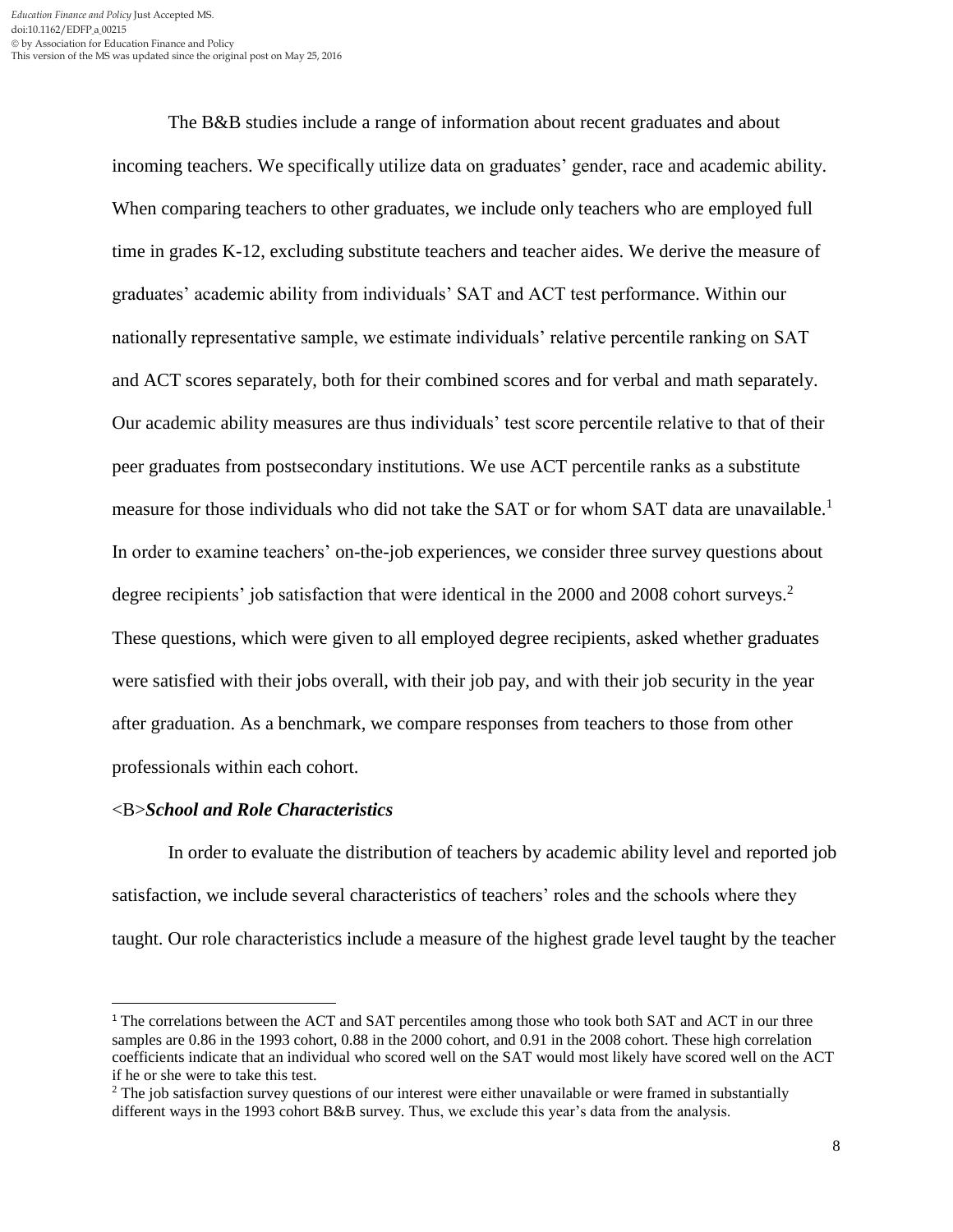The B&B studies include a range of information about recent graduates and about incoming teachers. We specifically utilize data on graduates' gender, race and academic ability. When comparing teachers to other graduates, we include only teachers who are employed full time in grades K-12, excluding substitute teachers and teacher aides. We derive the measure of graduates' academic ability from individuals' SAT and ACT test performance. Within our nationally representative sample, we estimate individuals' relative percentile ranking on SAT and ACT scores separately, both for their combined scores and for verbal and math separately. Our academic ability measures are thus individuals' test score percentile relative to that of their peer graduates from postsecondary institutions. We use ACT percentile ranks as a substitute measure for those individuals who did not take the SAT or for whom SAT data are unavailable.[1] In order to examine teachers' on-the-job experiences, we consider three survey questions about degree recipients' job satisfaction that were identical in the 2000 and 2008 cohort surveys.[2] These questions, which were given to all employed degree recipients, asked whether graduates were satisfied with their jobs overall, with their job pay, and with their job security in the year after graduation. As a benchmark, we compare responses from teachers to those from other professionals within each cohort.

<B>***School and Role Characteristics***

In order to evaluate the distribution of teachers by academic ability level and reported job satisfaction, we include several characteristics of teachers' roles and the schools where they taught. Our role characteristics include a measure of the highest grade level taught by the teacher

---

[1] The correlations between the ACT and SAT percentiles among those who took both SAT and ACT in our three samples are 0.86 in the 1993 cohort, 0.88 in the 2000 cohort, and 0.91 in the 2008 cohort. These high correlation coefficients indicate that an individual who scored well on the SAT would most likely have scored well on the ACT if he or she were to take this test.

[2] The job satisfaction survey questions of our interest were either unavailable or were framed in substantially different ways in the 1993 cohort B&B survey. Thus, we exclude this year's data from the analysis.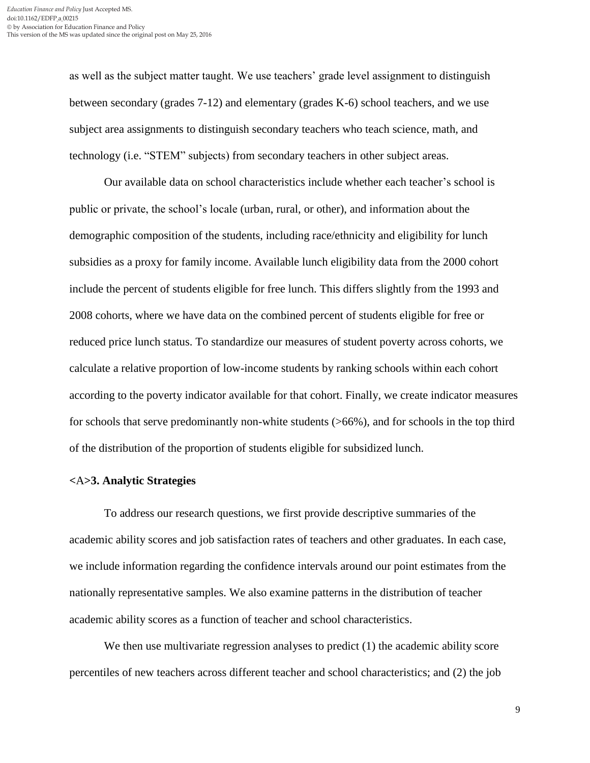as well as the subject matter taught. We use teachers' grade level assignment to distinguish between secondary (grades 7-12) and elementary (grades K-6) school teachers, and we use subject area assignments to distinguish secondary teachers who teach science, math, and technology (i.e. "STEM" subjects) from secondary teachers in other subject areas.

Our available data on school characteristics include whether each teacher's school is public or private, the school's locale (urban, rural, or other), and information about the demographic composition of the students, including race/ethnicity and eligibility for lunch subsidies as a proxy for family income. Available lunch eligibility data from the 2000 cohort include the percent of students eligible for free lunch. This differs slightly from the 1993 and 2008 cohorts, where we have data on the combined percent of students eligible for free or reduced price lunch status. To standardize our measures of student poverty across cohorts, we calculate a relative proportion of low-income students by ranking schools within each cohort according to the poverty indicator available for that cohort. Finally, we create indicator measures for schools that serve predominantly non-white students (>66%), and for schools in the top third of the distribution of the proportion of students eligible for subsidized lunch.

## <A>3. Analytic Strategies

To address our research questions, we first provide descriptive summaries of the academic ability scores and job satisfaction rates of teachers and other graduates. In each case, we include information regarding the confidence intervals around our point estimates from the nationally representative samples. We also examine patterns in the distribution of teacher academic ability scores as a function of teacher and school characteristics.

We then use multivariate regression analyses to predict (1) the academic ability score percentiles of new teachers across different teacher and school characteristics; and (2) the job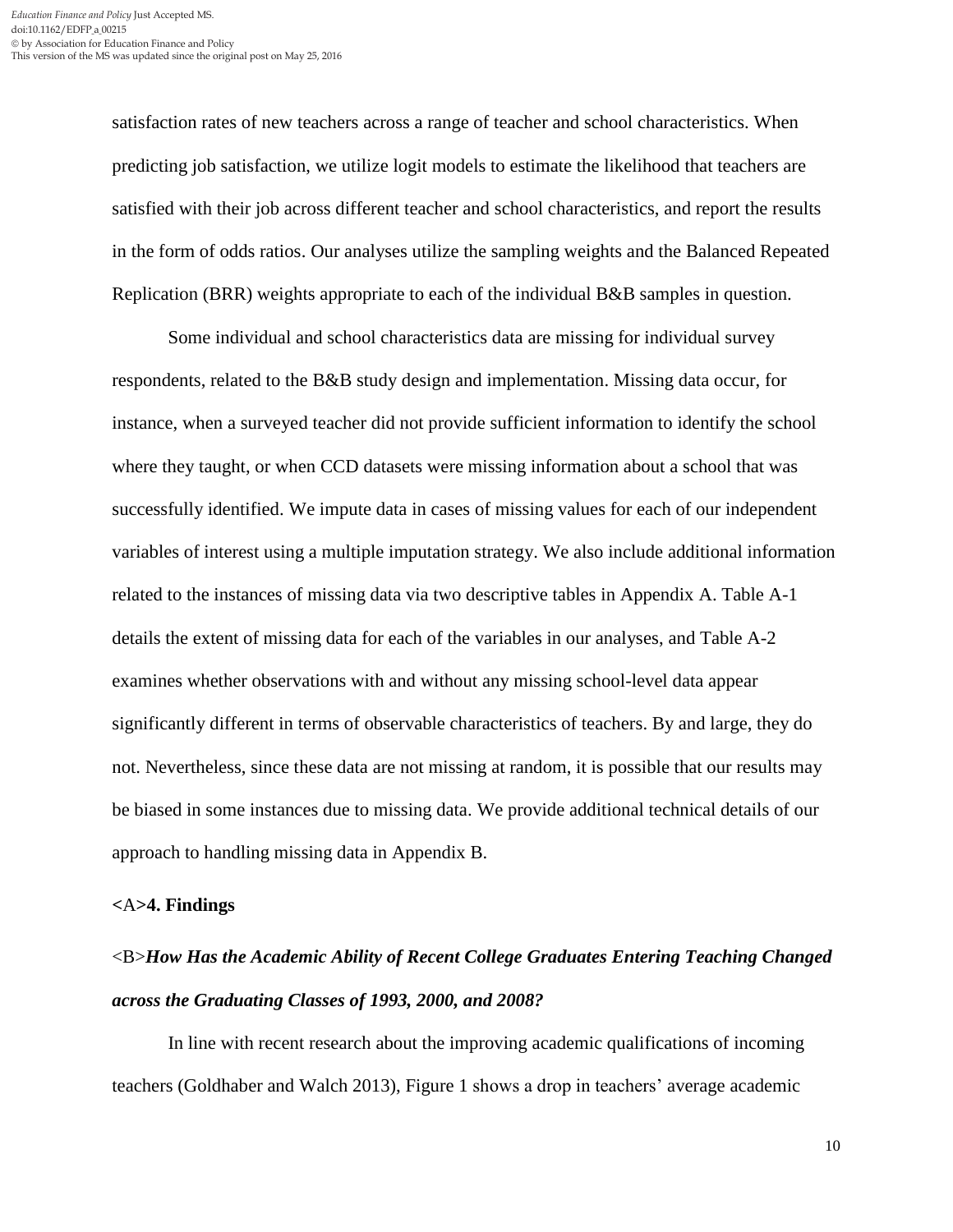satisfaction rates of new teachers across a range of teacher and school characteristics. When predicting job satisfaction, we utilize logit models to estimate the likelihood that teachers are satisfied with their job across different teacher and school characteristics, and report the results in the form of odds ratios. Our analyses utilize the sampling weights and the Balanced Repeated Replication (BRR) weights appropriate to each of the individual B&B samples in question.

Some individual and school characteristics data are missing for individual survey respondents, related to the B&B study design and implementation. Missing data occur, for instance, when a surveyed teacher did not provide sufficient information to identify the school where they taught, or when CCD datasets were missing information about a school that was successfully identified. We impute data in cases of missing values for each of our independent variables of interest using a multiple imputation strategy. We also include additional information related to the instances of missing data via two descriptive tables in Appendix A. Table A-1 details the extent of missing data for each of the variables in our analyses, and Table A-2 examines whether observations with and without any missing school-level data appear significantly different in terms of observable characteristics of teachers. By and large, they do not. Nevertheless, since these data are not missing at random, it is possible that our results may be biased in some instances due to missing data. We provide additional technical details of our approach to handling missing data in Appendix B.

## 4. Findings

### *How Has the Academic Ability of Recent College Graduates Entering Teaching Changed across the Graduating Classes of 1993, 2000, and 2008?*

In line with recent research about the improving academic qualifications of incoming teachers (Goldhaber and Walch 2013), Figure 1 shows a drop in teachers' average academic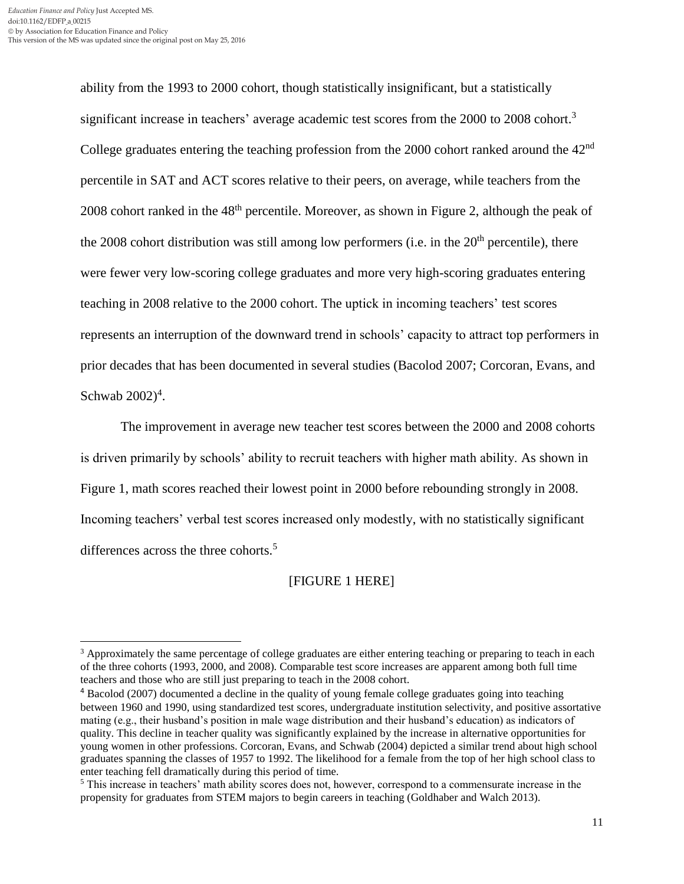ability from the 1993 to 2000 cohort, though statistically insignificant, but a statistically significant increase in teachers' average academic test scores from the 2000 to 2008 cohort.[3] College graduates entering the teaching profession from the 2000 cohort ranked around the 42nd percentile in SAT and ACT scores relative to their peers, on average, while teachers from the 2008 cohort ranked in the 48th percentile. Moreover, as shown in Figure 2, although the peak of the 2008 cohort distribution was still among low performers (i.e. in the 20th percentile), there were fewer very low-scoring college graduates and more very high-scoring graduates entering teaching in 2008 relative to the 2000 cohort. The uptick in incoming teachers' test scores represents an interruption of the downward trend in schools' capacity to attract top performers in prior decades that has been documented in several studies (Bacolod 2007; Corcoran, Evans, and Schwab 2002)[4].

The improvement in average new teacher test scores between the 2000 and 2008 cohorts is driven primarily by schools' ability to recruit teachers with higher math ability. As shown in Figure 1, math scores reached their lowest point in 2000 before rebounding strongly in 2008. Incoming teachers' verbal test scores increased only modestly, with no statistically significant differences across the three cohorts.[5]

[FIGURE 1 HERE]

---

[3] Approximately the same percentage of college graduates are either entering teaching or preparing to teach in each of the three cohorts (1993, 2000, and 2008). Comparable test score increases are apparent among both full time teachers and those who are still just preparing to teach in the 2008 cohort.

[4] Bacolod (2007) documented a decline in the quality of young female college graduates going into teaching between 1960 and 1990, using standardized test scores, undergraduate institution selectivity, and positive assortative mating (e.g., their husband's position in male wage distribution and their husband's education) as indicators of quality. This decline in teacher quality was significantly explained by the increase in alternative opportunities for young women in other professions. Corcoran, Evans, and Schwab (2004) depicted a similar trend about high school graduates spanning the classes of 1957 to 1992. The likelihood for a female from the top of her high school class to enter teaching fell dramatically during this period of time.

[5] This increase in teachers' math ability scores does not, however, correspond to a commensurate increase in the propensity for graduates from STEM majors to begin careers in teaching (Goldhaber and Walch 2013).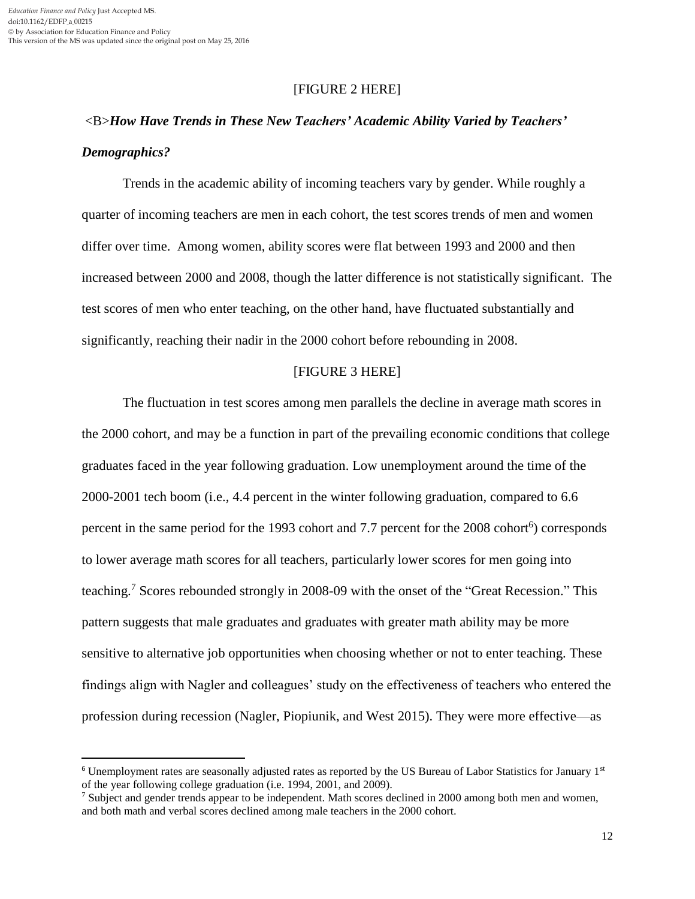[FIGURE 2 HERE]

<B>***How Have Trends in These New Teachers' Academic Ability Varied by Teachers' Demographics?***

Trends in the academic ability of incoming teachers vary by gender. While roughly a quarter of incoming teachers are men in each cohort, the test scores trends of men and women differ over time. Among women, ability scores were flat between 1993 and 2000 and then increased between 2000 and 2008, though the latter difference is not statistically significant. The test scores of men who enter teaching, on the other hand, have fluctuated substantially and significantly, reaching their nadir in the 2000 cohort before rebounding in 2008.

[FIGURE 3 HERE]

The fluctuation in test scores among men parallels the decline in average math scores in the 2000 cohort, and may be a function in part of the prevailing economic conditions that college graduates faced in the year following graduation. Low unemployment around the time of the 2000-2001 tech boom (i.e., 4.4 percent in the winter following graduation, compared to 6.6 percent in the same period for the 1993 cohort and 7.7 percent for the 2008 cohort[6]) corresponds to lower average math scores for all teachers, particularly lower scores for men going into teaching.[7] Scores rebounded strongly in 2008-09 with the onset of the "Great Recession." This pattern suggests that male graduates and graduates with greater math ability may be more sensitive to alternative job opportunities when choosing whether or not to enter teaching. These findings align with Nagler and colleagues' study on the effectiveness of teachers who entered the profession during recession (Nagler, Piopiunik, and West 2015). They were more effective—as

[6] Unemployment rates are seasonally adjusted rates as reported by the US Bureau of Labor Statistics for January 1st of the year following college graduation (i.e. 1994, 2001, and 2009).

[7] Subject and gender trends appear to be independent. Math scores declined in 2000 among both men and women, and both math and verbal scores declined among male teachers in the 2000 cohort.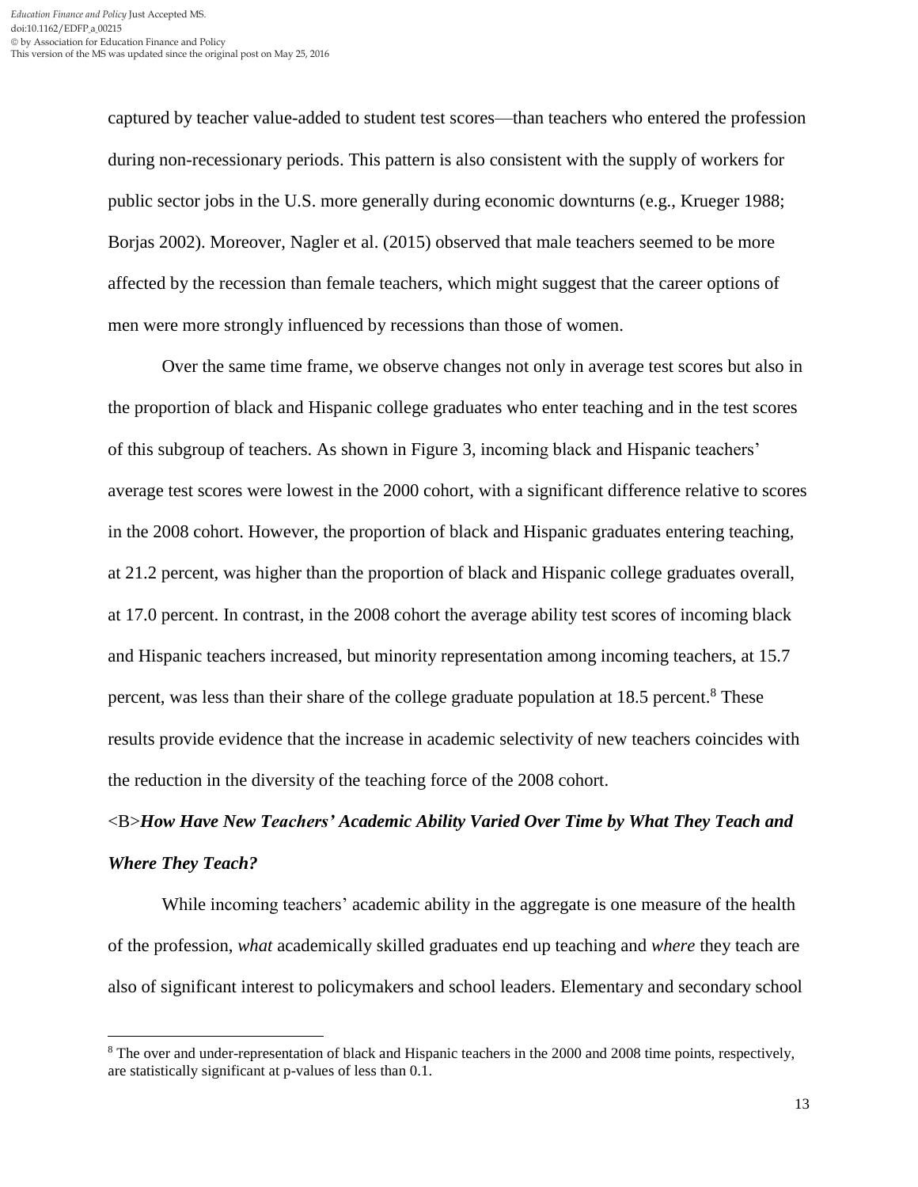captured by teacher value-added to student test scores—than teachers who entered the profession during non-recessionary periods. This pattern is also consistent with the supply of workers for public sector jobs in the U.S. more generally during economic downturns (e.g., Krueger 1988; Borjas 2002). Moreover, Nagler et al. (2015) observed that male teachers seemed to be more affected by the recession than female teachers, which might suggest that the career options of men were more strongly influenced by recessions than those of women.

Over the same time frame, we observe changes not only in average test scores but also in the proportion of black and Hispanic college graduates who enter teaching and in the test scores of this subgroup of teachers. As shown in Figure 3, incoming black and Hispanic teachers' average test scores were lowest in the 2000 cohort, with a significant difference relative to scores in the 2008 cohort. However, the proportion of black and Hispanic graduates entering teaching, at 21.2 percent, was higher than the proportion of black and Hispanic college graduates overall, at 17.0 percent. In contrast, in the 2008 cohort the average ability test scores of incoming black and Hispanic teachers increased, but minority representation among incoming teachers, at 15.7 percent, was less than their share of the college graduate population at 18.5 percent.[8] These results provide evidence that the increase in academic selectivity of new teachers coincides with the reduction in the diversity of the teaching force of the 2008 cohort.

<B>***How Have New Teachers' Academic Ability Varied Over Time by What They Teach and Where They Teach?***

While incoming teachers' academic ability in the aggregate is one measure of the health of the profession, *what* academically skilled graduates end up teaching and *where* they teach are also of significant interest to policymakers and school leaders. Elementary and secondary school

[8] The over and under-representation of black and Hispanic teachers in the 2000 and 2008 time points, respectively, are statistically significant at p-values of less than 0.1.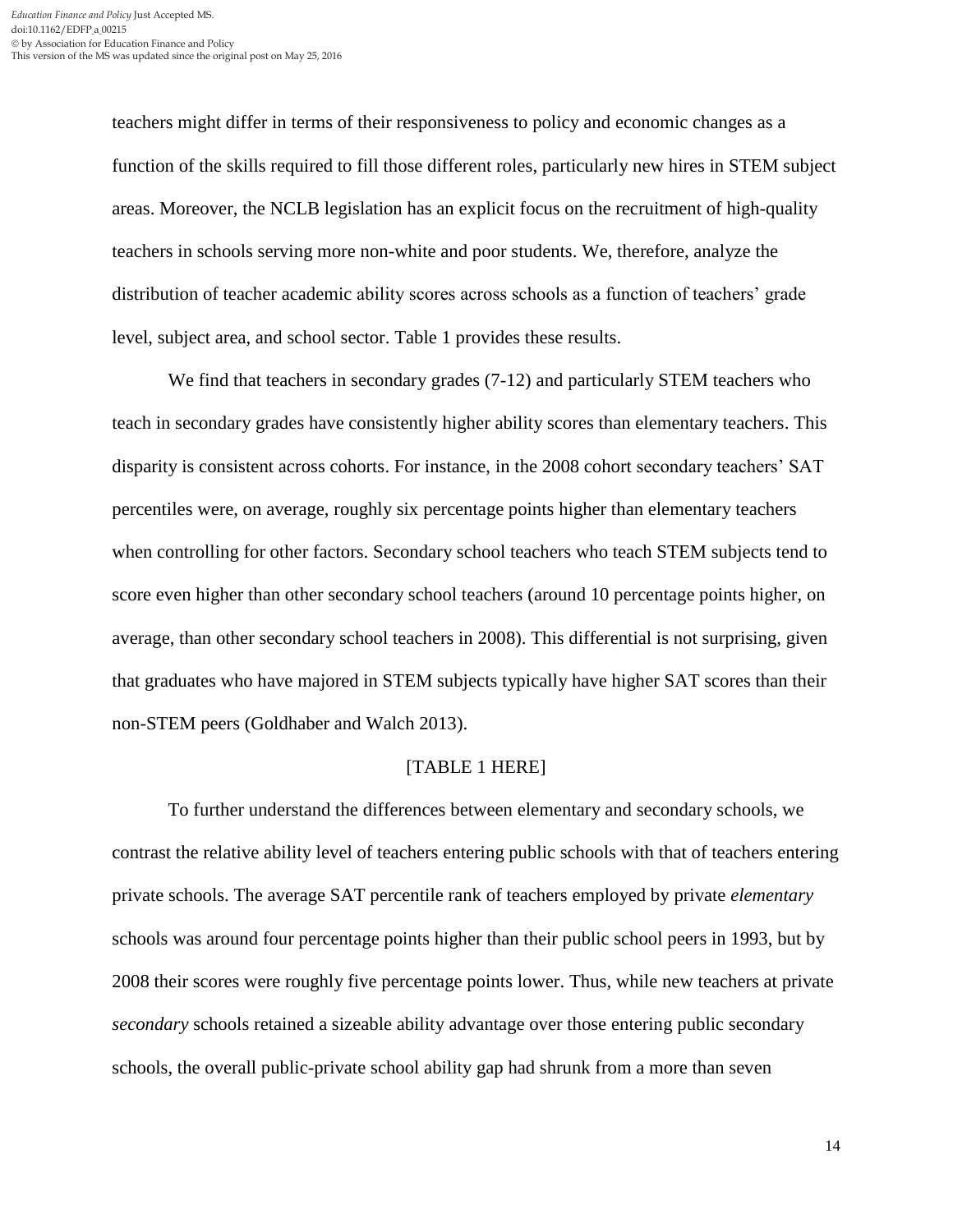teachers might differ in terms of their responsiveness to policy and economic changes as a function of the skills required to fill those different roles, particularly new hires in STEM subject areas. Moreover, the NCLB legislation has an explicit focus on the recruitment of high-quality teachers in schools serving more non-white and poor students. We, therefore, analyze the distribution of teacher academic ability scores across schools as a function of teachers' grade level, subject area, and school sector. Table 1 provides these results.

We find that teachers in secondary grades (7-12) and particularly STEM teachers who teach in secondary grades have consistently higher ability scores than elementary teachers. This disparity is consistent across cohorts. For instance, in the 2008 cohort secondary teachers' SAT percentiles were, on average, roughly six percentage points higher than elementary teachers when controlling for other factors. Secondary school teachers who teach STEM subjects tend to score even higher than other secondary school teachers (around 10 percentage points higher, on average, than other secondary school teachers in 2008). This differential is not surprising, given that graduates who have majored in STEM subjects typically have higher SAT scores than their non-STEM peers (Goldhaber and Walch 2013).

[TABLE 1 HERE]

To further understand the differences between elementary and secondary schools, we contrast the relative ability level of teachers entering public schools with that of teachers entering private schools. The average SAT percentile rank of teachers employed by private *elementary* schools was around four percentage points higher than their public school peers in 1993, but by 2008 their scores were roughly five percentage points lower. Thus, while new teachers at private *secondary* schools retained a sizeable ability advantage over those entering public secondary schools, the overall public-private school ability gap had shrunk from a more than seven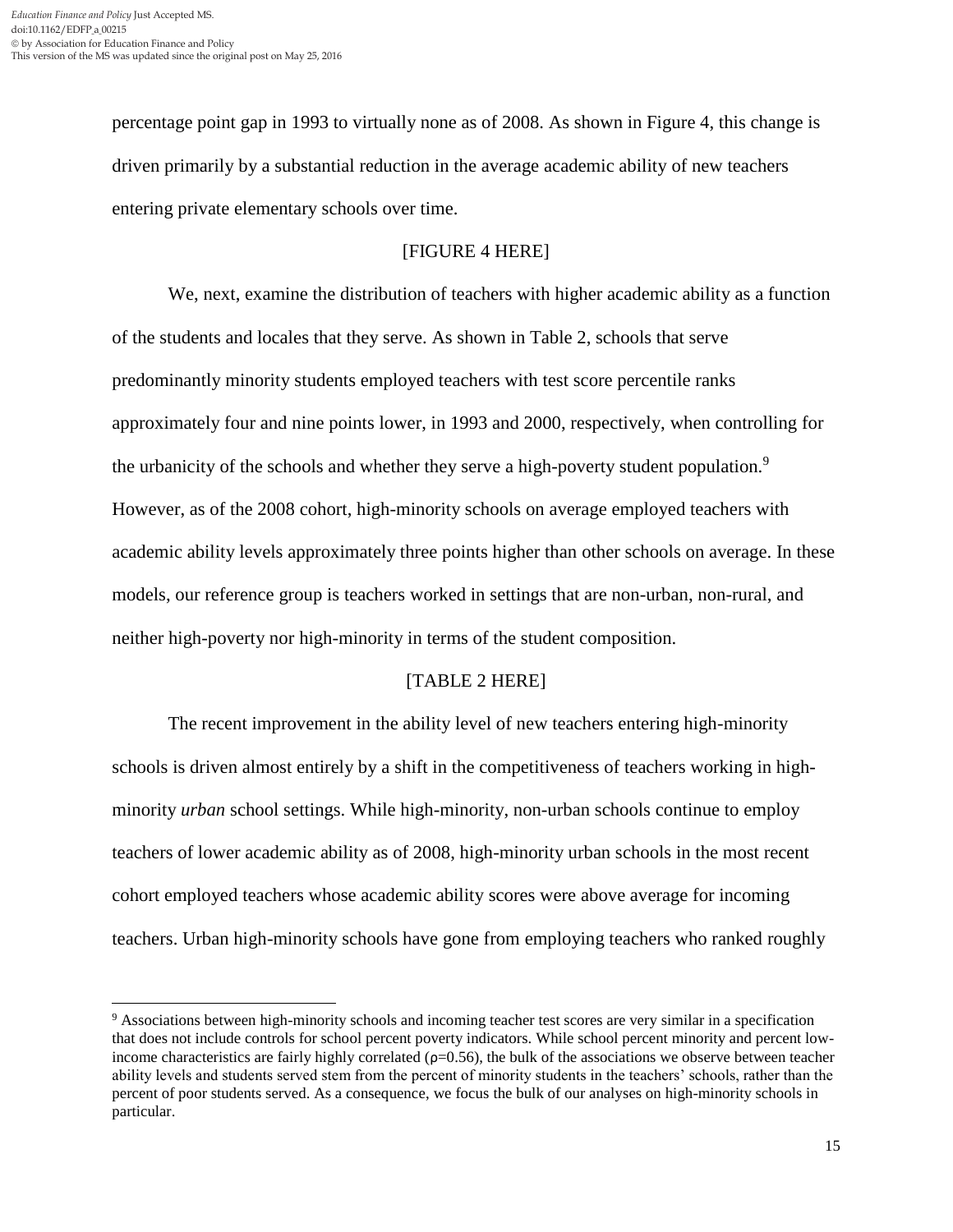percentage point gap in 1993 to virtually none as of 2008. As shown in Figure 4, this change is driven primarily by a substantial reduction in the average academic ability of new teachers entering private elementary schools over time.

[FIGURE 4 HERE]

We, next, examine the distribution of teachers with higher academic ability as a function of the students and locales that they serve. As shown in Table 2, schools that serve predominantly minority students employed teachers with test score percentile ranks approximately four and nine points lower, in 1993 and 2000, respectively, when controlling for the urbanicity of the schools and whether they serve a high-poverty student population.[9] However, as of the 2008 cohort, high-minority schools on average employed teachers with academic ability levels approximately three points higher than other schools on average. In these models, our reference group is teachers worked in settings that are non-urban, non-rural, and neither high-poverty nor high-minority in terms of the student composition.

[TABLE 2 HERE]

The recent improvement in the ability level of new teachers entering high-minority schools is driven almost entirely by a shift in the competitiveness of teachers working in high-minority *urban* school settings. While high-minority, non-urban schools continue to employ teachers of lower academic ability as of 2008, high-minority urban schools in the most recent cohort employed teachers whose academic ability scores were above average for incoming teachers. Urban high-minority schools have gone from employing teachers who ranked roughly

---

[9] Associations between high-minority schools and incoming teacher test scores are very similar in a specification that does not include controls for school percent poverty indicators. While school percent minority and percent low-income characteristics are fairly highly correlated ($\rho$=0.56), the bulk of the associations we observe between teacher ability levels and students served stem from the percent of minority students in the teachers' schools, rather than the percent of poor students served. As a consequence, we focus the bulk of our analyses on high-minority schools in particular.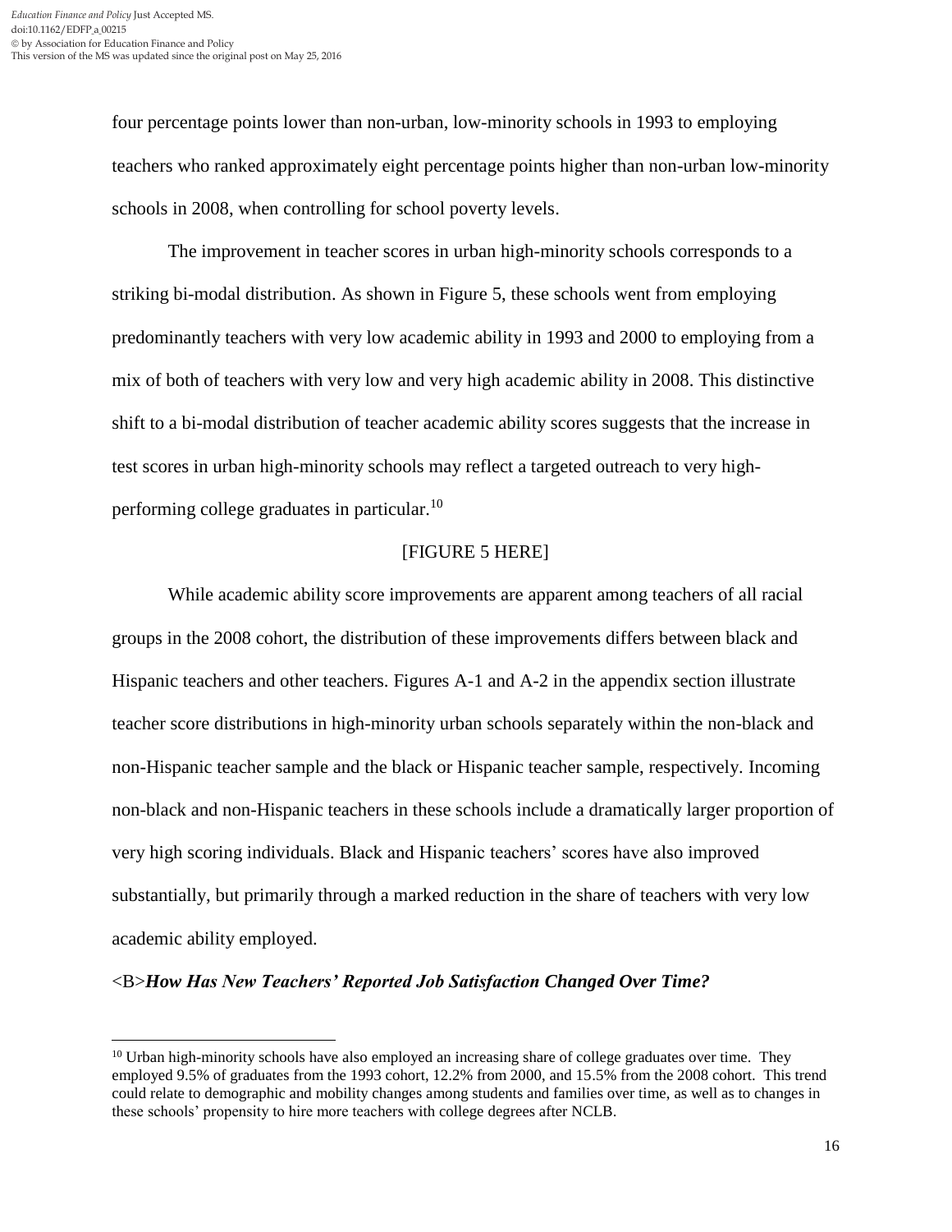four percentage points lower than non-urban, low-minority schools in 1993 to employing teachers who ranked approximately eight percentage points higher than non-urban low-minority schools in 2008, when controlling for school poverty levels.

The improvement in teacher scores in urban high-minority schools corresponds to a striking bi-modal distribution. As shown in Figure 5, these schools went from employing predominantly teachers with very low academic ability in 1993 and 2000 to employing from a mix of both of teachers with very low and very high academic ability in 2008. This distinctive shift to a bi-modal distribution of teacher academic ability scores suggests that the increase in test scores in urban high-minority schools may reflect a targeted outreach to very high-performing college graduates in particular.[10]

[FIGURE 5 HERE]

While academic ability score improvements are apparent among teachers of all racial groups in the 2008 cohort, the distribution of these improvements differs between black and Hispanic teachers and other teachers. Figures A-1 and A-2 in the appendix section illustrate teacher score distributions in high-minority urban schools separately within the non-black and non-Hispanic teacher sample and the black or Hispanic teacher sample, respectively. Incoming non-black and non-Hispanic teachers in these schools include a dramatically larger proportion of very high scoring individuals. Black and Hispanic teachers' scores have also improved substantially, but primarily through a marked reduction in the share of teachers with very low academic ability employed.

## *How Has New Teachers' Reported Job Satisfaction Changed Over Time?*

[10] Urban high-minority schools have also employed an increasing share of college graduates over time. They employed 9.5% of graduates from the 1993 cohort, 12.2% from 2000, and 15.5% from the 2008 cohort. This trend could relate to demographic and mobility changes among students and families over time, as well as to changes in these schools' propensity to hire more teachers with college degrees after NCLB.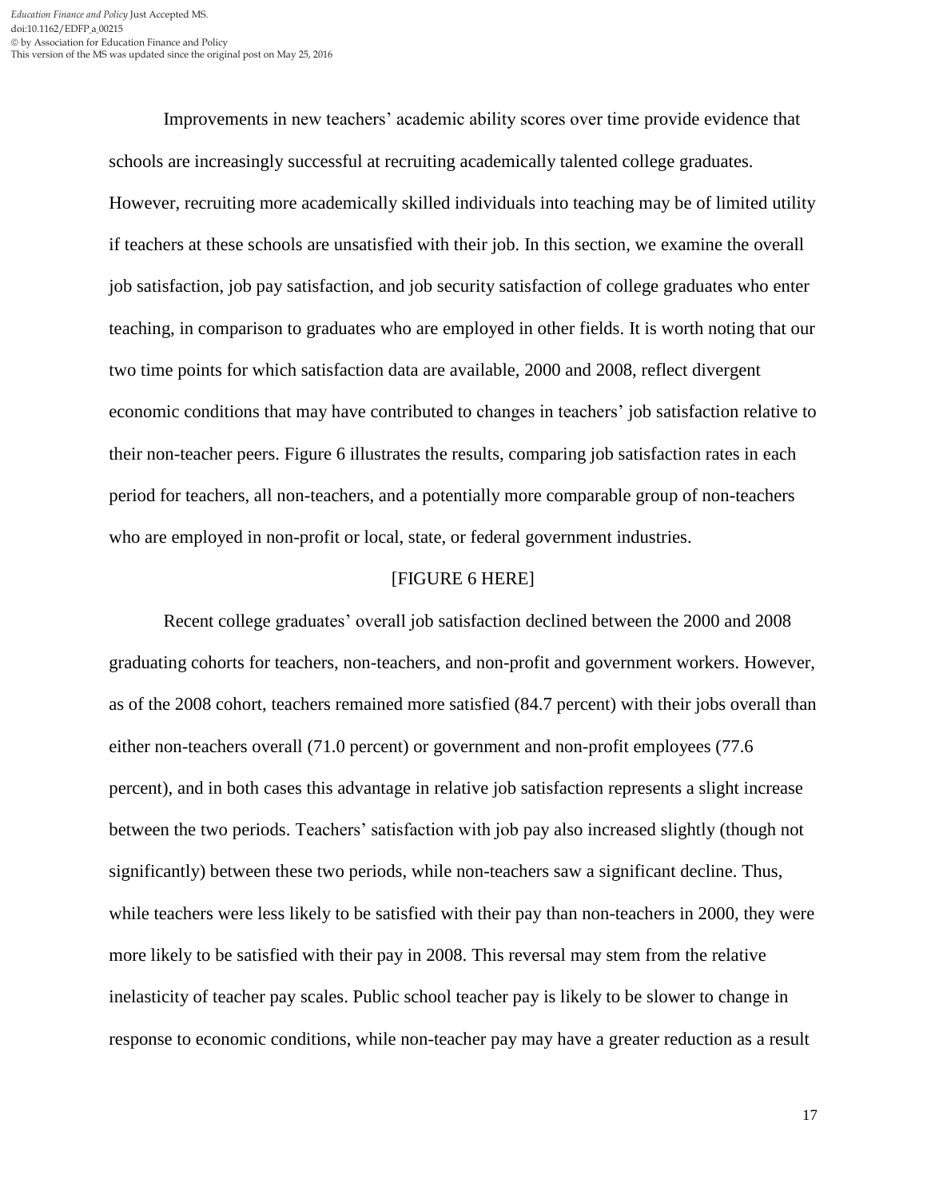Improvements in new teachers' academic ability scores over time provide evidence that schools are increasingly successful at recruiting academically talented college graduates. However, recruiting more academically skilled individuals into teaching may be of limited utility if teachers at these schools are unsatisfied with their job. In this section, we examine the overall job satisfaction, job pay satisfaction, and job security satisfaction of college graduates who enter teaching, in comparison to graduates who are employed in other fields. It is worth noting that our two time points for which satisfaction data are available, 2000 and 2008, reflect divergent economic conditions that may have contributed to changes in teachers' job satisfaction relative to their non-teacher peers. Figure 6 illustrates the results, comparing job satisfaction rates in each period for teachers, all non-teachers, and a potentially more comparable group of non-teachers who are employed in non-profit or local, state, or federal government industries.

[FIGURE 6 HERE]

Recent college graduates' overall job satisfaction declined between the 2000 and 2008 graduating cohorts for teachers, non-teachers, and non-profit and government workers. However, as of the 2008 cohort, teachers remained more satisfied (84.7 percent) with their jobs overall than either non-teachers overall (71.0 percent) or government and non-profit employees (77.6 percent), and in both cases this advantage in relative job satisfaction represents a slight increase between the two periods. Teachers' satisfaction with job pay also increased slightly (though not significantly) between these two periods, while non-teachers saw a significant decline. Thus, while teachers were less likely to be satisfied with their pay than non-teachers in 2000, they were more likely to be satisfied with their pay in 2008. This reversal may stem from the relative inelasticity of teacher pay scales. Public school teacher pay is likely to be slower to change in response to economic conditions, while non-teacher pay may have a greater reduction as a result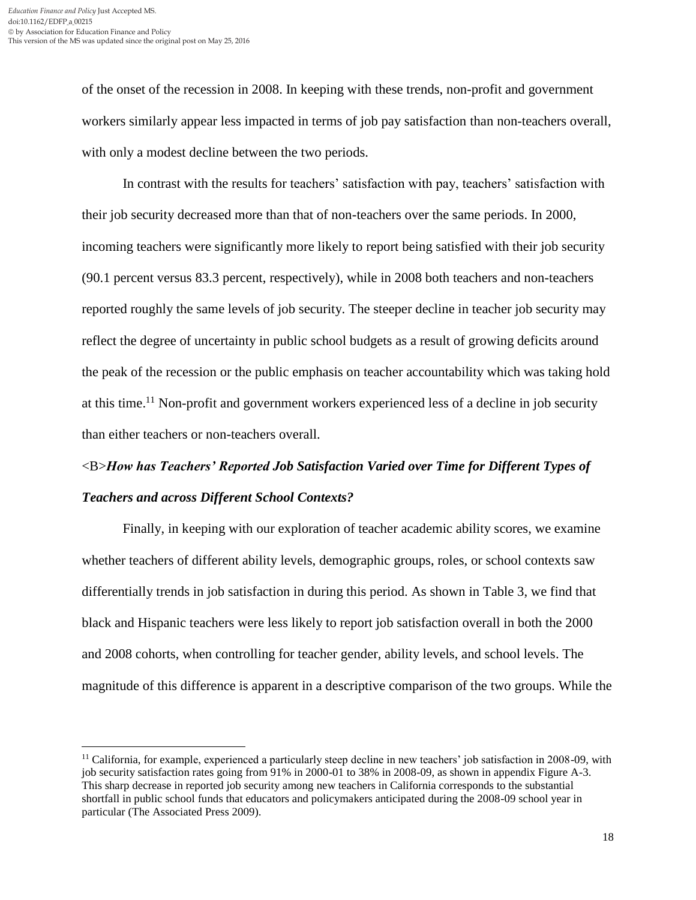of the onset of the recession in 2008. In keeping with these trends, non-profit and government workers similarly appear less impacted in terms of job pay satisfaction than non-teachers overall, with only a modest decline between the two periods.

In contrast with the results for teachers' satisfaction with pay, teachers' satisfaction with their job security decreased more than that of non-teachers over the same periods. In 2000, incoming teachers were significantly more likely to report being satisfied with their job security (90.1 percent versus 83.3 percent, respectively), while in 2008 both teachers and non-teachers reported roughly the same levels of job security. The steeper decline in teacher job security may reflect the degree of uncertainty in public school budgets as a result of growing deficits around the peak of the recession or the public emphasis on teacher accountability which was taking hold at this time.[11] Non-profit and government workers experienced less of a decline in job security than either teachers or non-teachers overall.

## <B>*How has Teachers' Reported Job Satisfaction Varied over Time for Different Types of Teachers and across Different School Contexts?*

Finally, in keeping with our exploration of teacher academic ability scores, we examine whether teachers of different ability levels, demographic groups, roles, or school contexts saw differentially trends in job satisfaction in during this period. As shown in Table 3, we find that black and Hispanic teachers were less likely to report job satisfaction overall in both the 2000 and 2008 cohorts, when controlling for teacher gender, ability levels, and school levels. The magnitude of this difference is apparent in a descriptive comparison of the two groups. While the

[11] California, for example, experienced a particularly steep decline in new teachers' job satisfaction in 2008-09, with job security satisfaction rates going from 91% in 2000-01 to 38% in 2008-09, as shown in appendix Figure A-3. This sharp decrease in reported job security among new teachers in California corresponds to the substantial shortfall in public school funds that educators and policymakers anticipated during the 2008-09 school year in particular (The Associated Press 2009).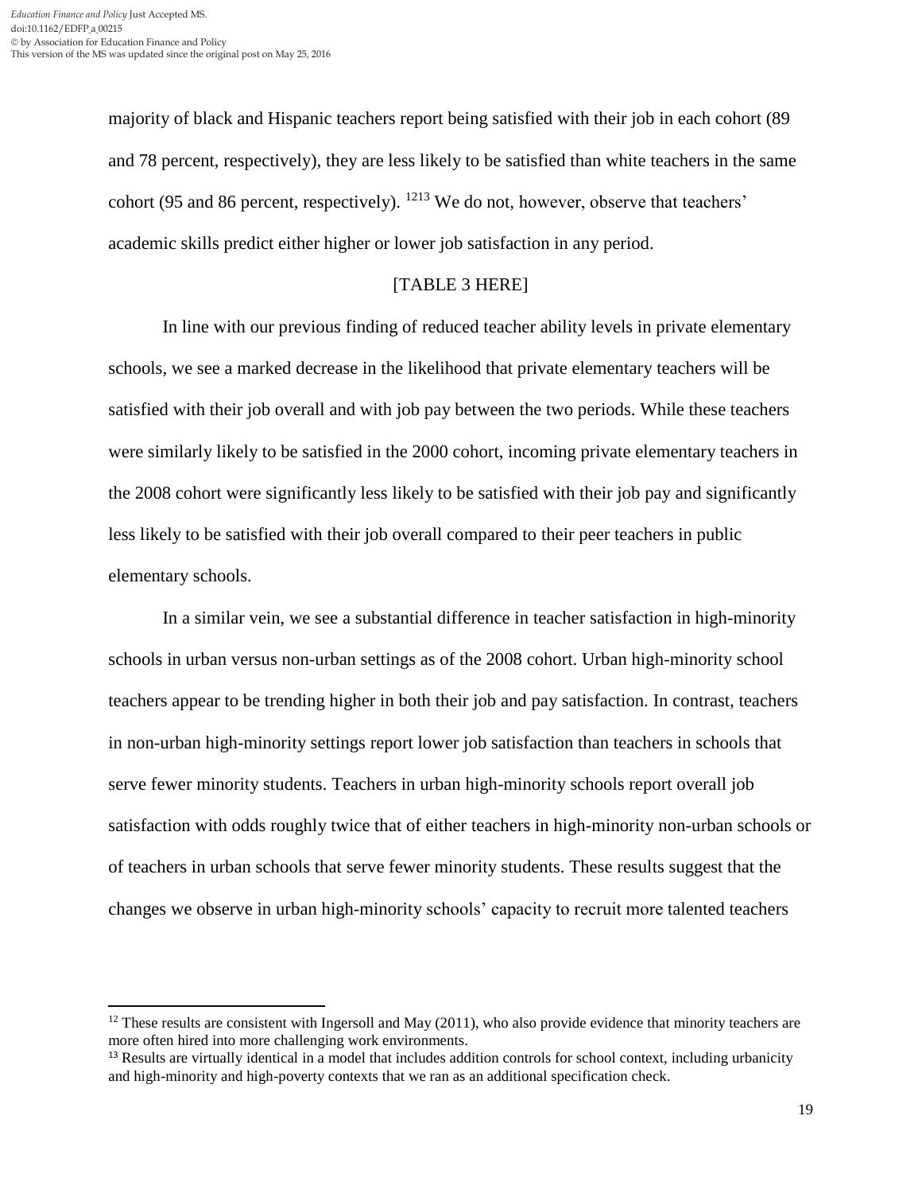majority of black and Hispanic teachers report being satisfied with their job in each cohort (89 and 78 percent, respectively), they are less likely to be satisfied than white teachers in the same cohort (95 and 86 percent, respectively). [12][13] We do not, however, observe that teachers' academic skills predict either higher or lower job satisfaction in any period.

[TABLE 3 HERE]

In line with our previous finding of reduced teacher ability levels in private elementary schools, we see a marked decrease in the likelihood that private elementary teachers will be satisfied with their job overall and with job pay between the two periods. While these teachers were similarly likely to be satisfied in the 2000 cohort, incoming private elementary teachers in the 2008 cohort were significantly less likely to be satisfied with their job pay and significantly less likely to be satisfied with their job overall compared to their peer teachers in public elementary schools.

In a similar vein, we see a substantial difference in teacher satisfaction in high-minority schools in urban versus non-urban settings as of the 2008 cohort. Urban high-minority school teachers appear to be trending higher in both their job and pay satisfaction. In contrast, teachers in non-urban high-minority settings report lower job satisfaction than teachers in schools that serve fewer minority students. Teachers in urban high-minority schools report overall job satisfaction with odds roughly twice that of either teachers in high-minority non-urban schools or of teachers in urban schools that serve fewer minority students. These results suggest that the changes we observe in urban high-minority schools' capacity to recruit more talented teachers

---

[12] These results are consistent with Ingersoll and May (2011), who also provide evidence that minority teachers are more often hired into more challenging work environments.

[13] Results are virtually identical in a model that includes addition controls for school context, including urbanicity and high-minority and high-poverty contexts that we ran as an additional specification check.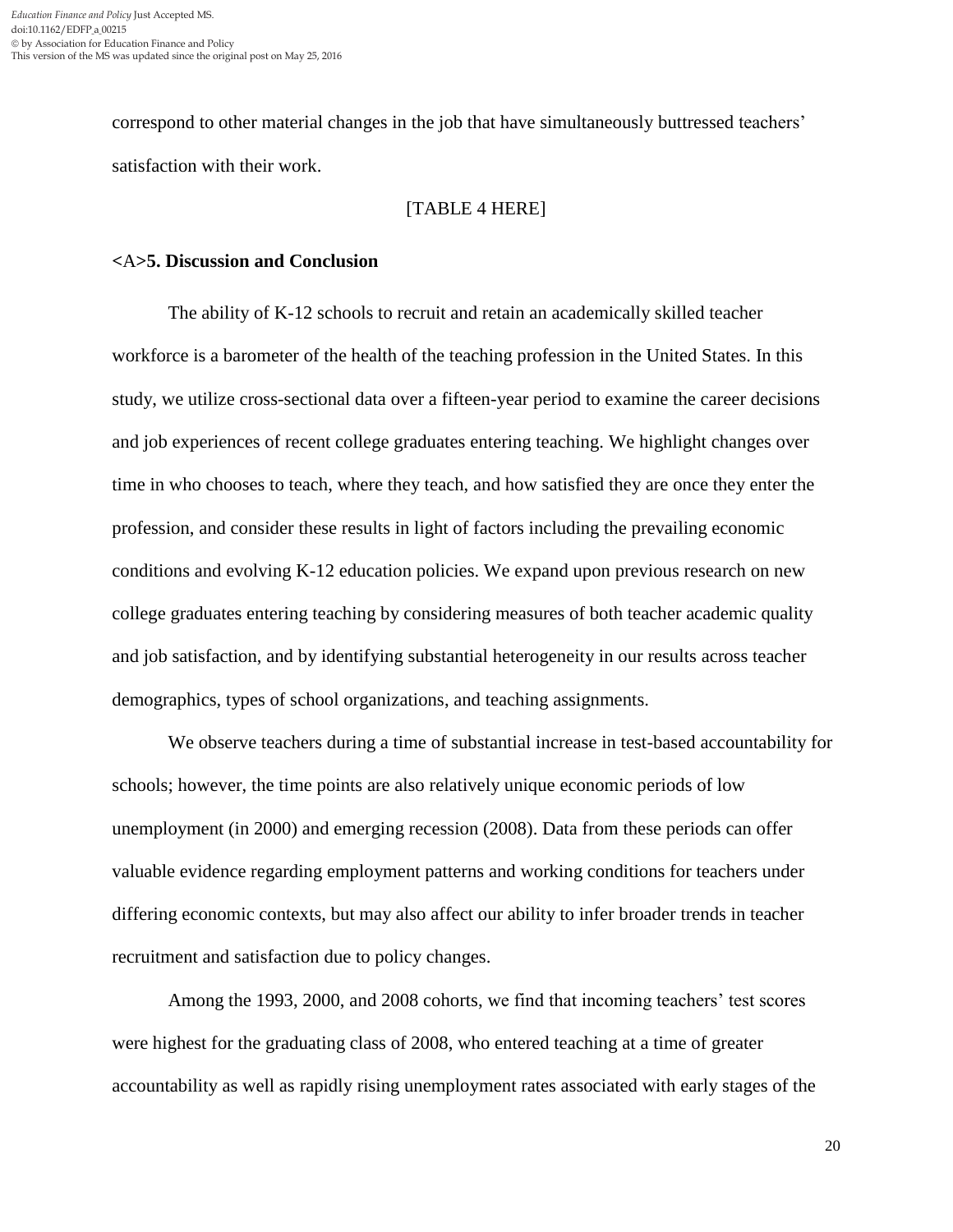correspond to other material changes in the job that have simultaneously buttressed teachers' satisfaction with their work.

[TABLE 4 HERE]

## <A>5. Discussion and Conclusion

The ability of K-12 schools to recruit and retain an academically skilled teacher workforce is a barometer of the health of the teaching profession in the United States. In this study, we utilize cross-sectional data over a fifteen-year period to examine the career decisions and job experiences of recent college graduates entering teaching. We highlight changes over time in who chooses to teach, where they teach, and how satisfied they are once they enter the profession, and consider these results in light of factors including the prevailing economic conditions and evolving K-12 education policies. We expand upon previous research on new college graduates entering teaching by considering measures of both teacher academic quality and job satisfaction, and by identifying substantial heterogeneity in our results across teacher demographics, types of school organizations, and teaching assignments.

We observe teachers during a time of substantial increase in test-based accountability for schools; however, the time points are also relatively unique economic periods of low unemployment (in 2000) and emerging recession (2008). Data from these periods can offer valuable evidence regarding employment patterns and working conditions for teachers under differing economic contexts, but may also affect our ability to infer broader trends in teacher recruitment and satisfaction due to policy changes.

Among the 1993, 2000, and 2008 cohorts, we find that incoming teachers' test scores were highest for the graduating class of 2008, who entered teaching at a time of greater accountability as well as rapidly rising unemployment rates associated with early stages of the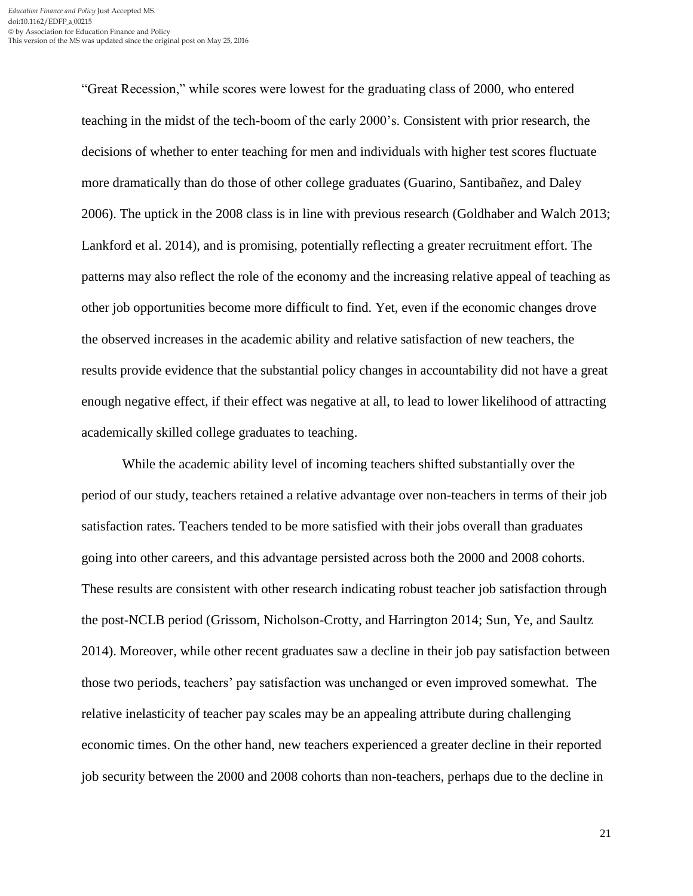"Great Recession," while scores were lowest for the graduating class of 2000, who entered teaching in the midst of the tech-boom of the early 2000's. Consistent with prior research, the decisions of whether to enter teaching for men and individuals with higher test scores fluctuate more dramatically than do those of other college graduates (Guarino, Santibañez, and Daley 2006). The uptick in the 2008 class is in line with previous research (Goldhaber and Walch 2013; Lankford et al. 2014), and is promising, potentially reflecting a greater recruitment effort. The patterns may also reflect the role of the economy and the increasing relative appeal of teaching as other job opportunities become more difficult to find. Yet, even if the economic changes drove the observed increases in the academic ability and relative satisfaction of new teachers, the results provide evidence that the substantial policy changes in accountability did not have a great enough negative effect, if their effect was negative at all, to lead to lower likelihood of attracting academically skilled college graduates to teaching.

While the academic ability level of incoming teachers shifted substantially over the period of our study, teachers retained a relative advantage over non-teachers in terms of their job satisfaction rates. Teachers tended to be more satisfied with their jobs overall than graduates going into other careers, and this advantage persisted across both the 2000 and 2008 cohorts. These results are consistent with other research indicating robust teacher job satisfaction through the post-NCLB period (Grissom, Nicholson-Crotty, and Harrington 2014; Sun, Ye, and Saultz 2014). Moreover, while other recent graduates saw a decline in their job pay satisfaction between those two periods, teachers' pay satisfaction was unchanged or even improved somewhat. The relative inelasticity of teacher pay scales may be an appealing attribute during challenging economic times. On the other hand, new teachers experienced a greater decline in their reported job security between the 2000 and 2008 cohorts than non-teachers, perhaps due to the decline in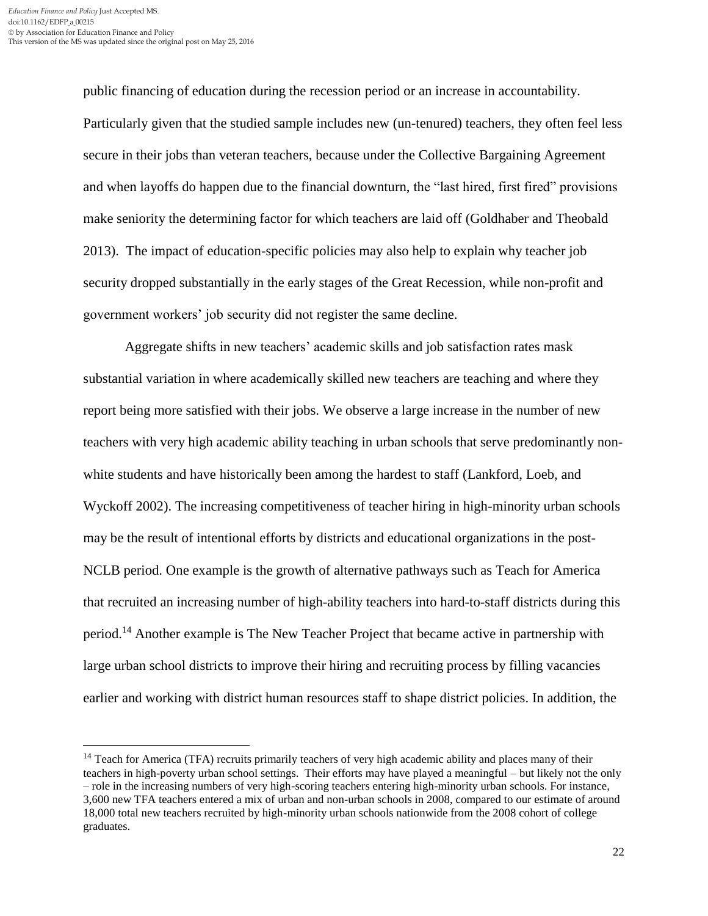public financing of education during the recession period or an increase in accountability. Particularly given that the studied sample includes new (un-tenured) teachers, they often feel less secure in their jobs than veteran teachers, because under the Collective Bargaining Agreement and when layoffs do happen due to the financial downturn, the "last hired, first fired" provisions make seniority the determining factor for which teachers are laid off (Goldhaber and Theobald 2013). The impact of education-specific policies may also help to explain why teacher job security dropped substantially in the early stages of the Great Recession, while non-profit and government workers' job security did not register the same decline.

Aggregate shifts in new teachers' academic skills and job satisfaction rates mask substantial variation in where academically skilled new teachers are teaching and where they report being more satisfied with their jobs. We observe a large increase in the number of new teachers with very high academic ability teaching in urban schools that serve predominantly non-white students and have historically been among the hardest to staff (Lankford, Loeb, and Wyckoff 2002). The increasing competitiveness of teacher hiring in high-minority urban schools may be the result of intentional efforts by districts and educational organizations in the post-NCLB period. One example is the growth of alternative pathways such as Teach for America that recruited an increasing number of high-ability teachers into hard-to-staff districts during this period.[14] Another example is The New Teacher Project that became active in partnership with large urban school districts to improve their hiring and recruiting process by filling vacancies earlier and working with district human resources staff to shape district policies. In addition, the

[14] Teach for America (TFA) recruits primarily teachers of very high academic ability and places many of their teachers in high-poverty urban school settings. Their efforts may have played a meaningful – but likely not the only – role in the increasing numbers of very high-scoring teachers entering high-minority urban schools. For instance, 3,600 new TFA teachers entered a mix of urban and non-urban schools in 2008, compared to our estimate of around 18,000 total new teachers recruited by high-minority urban schools nationwide from the 2008 cohort of college graduates.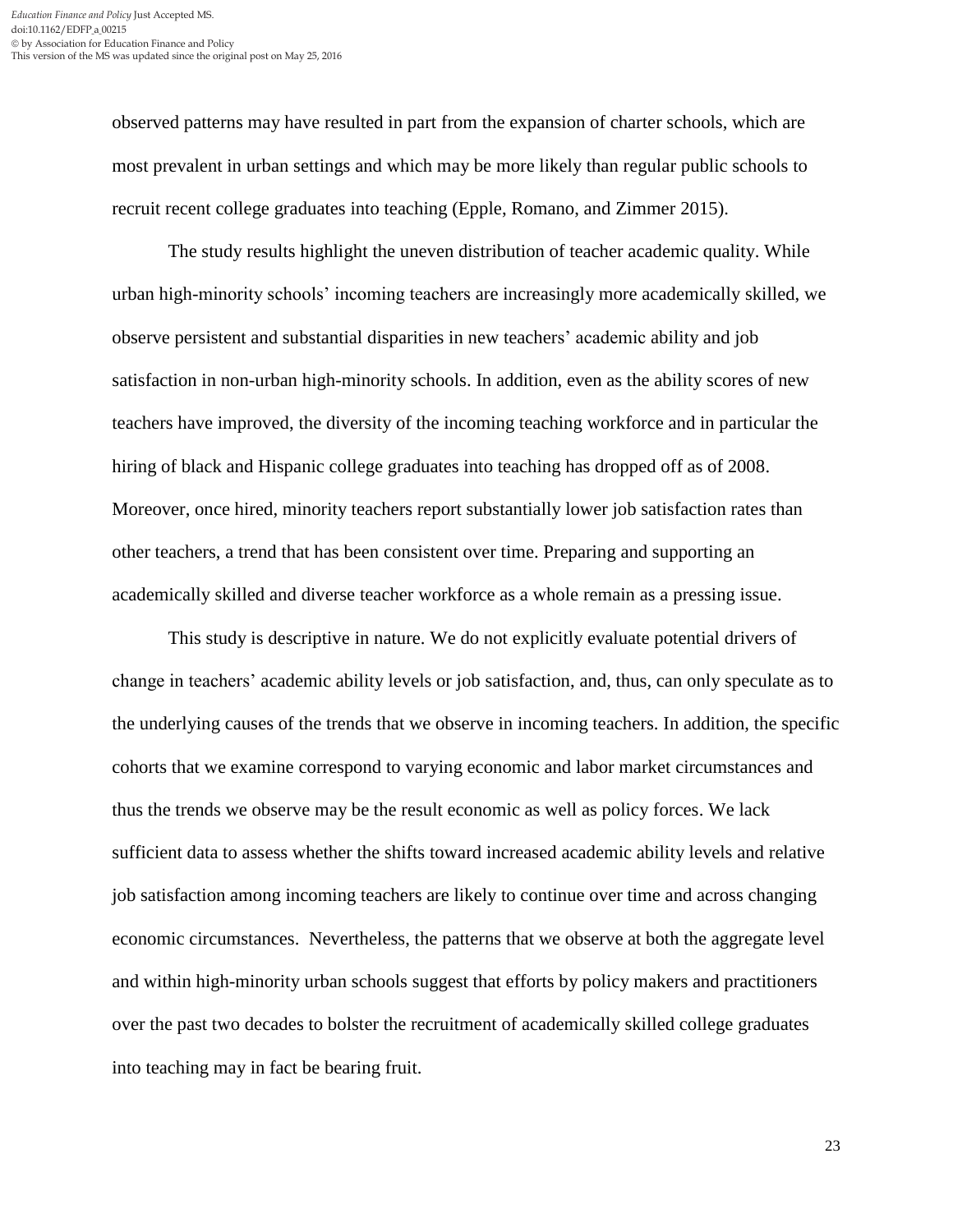observed patterns may have resulted in part from the expansion of charter schools, which are most prevalent in urban settings and which may be more likely than regular public schools to recruit recent college graduates into teaching (Epple, Romano, and Zimmer 2015).

The study results highlight the uneven distribution of teacher academic quality. While urban high-minority schools' incoming teachers are increasingly more academically skilled, we observe persistent and substantial disparities in new teachers' academic ability and job satisfaction in non-urban high-minority schools. In addition, even as the ability scores of new teachers have improved, the diversity of the incoming teaching workforce and in particular the hiring of black and Hispanic college graduates into teaching has dropped off as of 2008. Moreover, once hired, minority teachers report substantially lower job satisfaction rates than other teachers, a trend that has been consistent over time. Preparing and supporting an academically skilled and diverse teacher workforce as a whole remain as a pressing issue.

This study is descriptive in nature. We do not explicitly evaluate potential drivers of change in teachers' academic ability levels or job satisfaction, and, thus, can only speculate as to the underlying causes of the trends that we observe in incoming teachers. In addition, the specific cohorts that we examine correspond to varying economic and labor market circumstances and thus the trends we observe may be the result economic as well as policy forces. We lack sufficient data to assess whether the shifts toward increased academic ability levels and relative job satisfaction among incoming teachers are likely to continue over time and across changing economic circumstances. Nevertheless, the patterns that we observe at both the aggregate level and within high-minority urban schools suggest that efforts by policy makers and practitioners over the past two decades to bolster the recruitment of academically skilled college graduates into teaching may in fact be bearing fruit.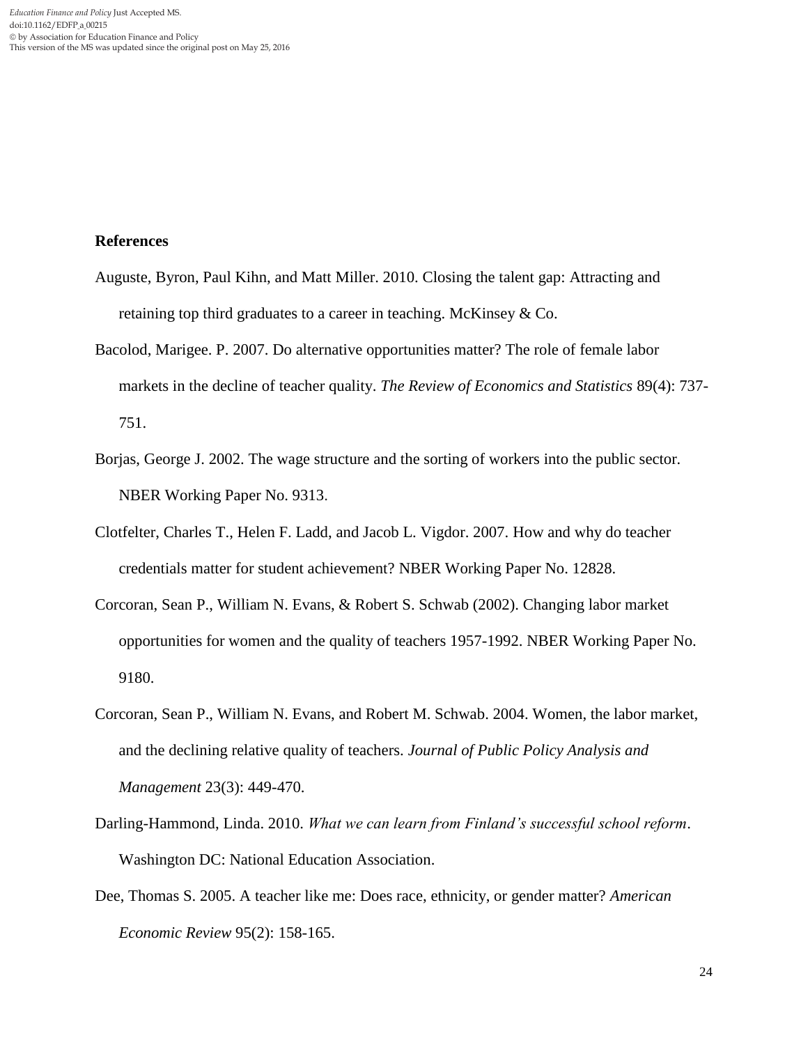## References

Auguste, Byron, Paul Kihn, and Matt Miller. 2010. Closing the talent gap: Attracting and retaining top third graduates to a career in teaching. McKinsey & Co.

Bacolod, Marigee. P. 2007. Do alternative opportunities matter? The role of female labor markets in the decline of teacher quality. *The Review of Economics and Statistics* 89(4): 737-751.

Borjas, George J. 2002. The wage structure and the sorting of workers into the public sector. NBER Working Paper No. 9313.

Clotfelter, Charles T., Helen F. Ladd, and Jacob L. Vigdor. 2007. How and why do teacher credentials matter for student achievement? NBER Working Paper No. 12828.

Corcoran, Sean P., William N. Evans, & Robert S. Schwab (2002). Changing labor market opportunities for women and the quality of teachers 1957-1992. NBER Working Paper No. 9180.

Corcoran, Sean P., William N. Evans, and Robert M. Schwab. 2004. Women, the labor market, and the declining relative quality of teachers. *Journal of Public Policy Analysis and Management* 23(3): 449-470.

Darling-Hammond, Linda. 2010. *What we can learn from Finland's successful school reform*. Washington DC: National Education Association.

Dee, Thomas S. 2005. A teacher like me: Does race, ethnicity, or gender matter? *American Economic Review* 95(2): 158-165.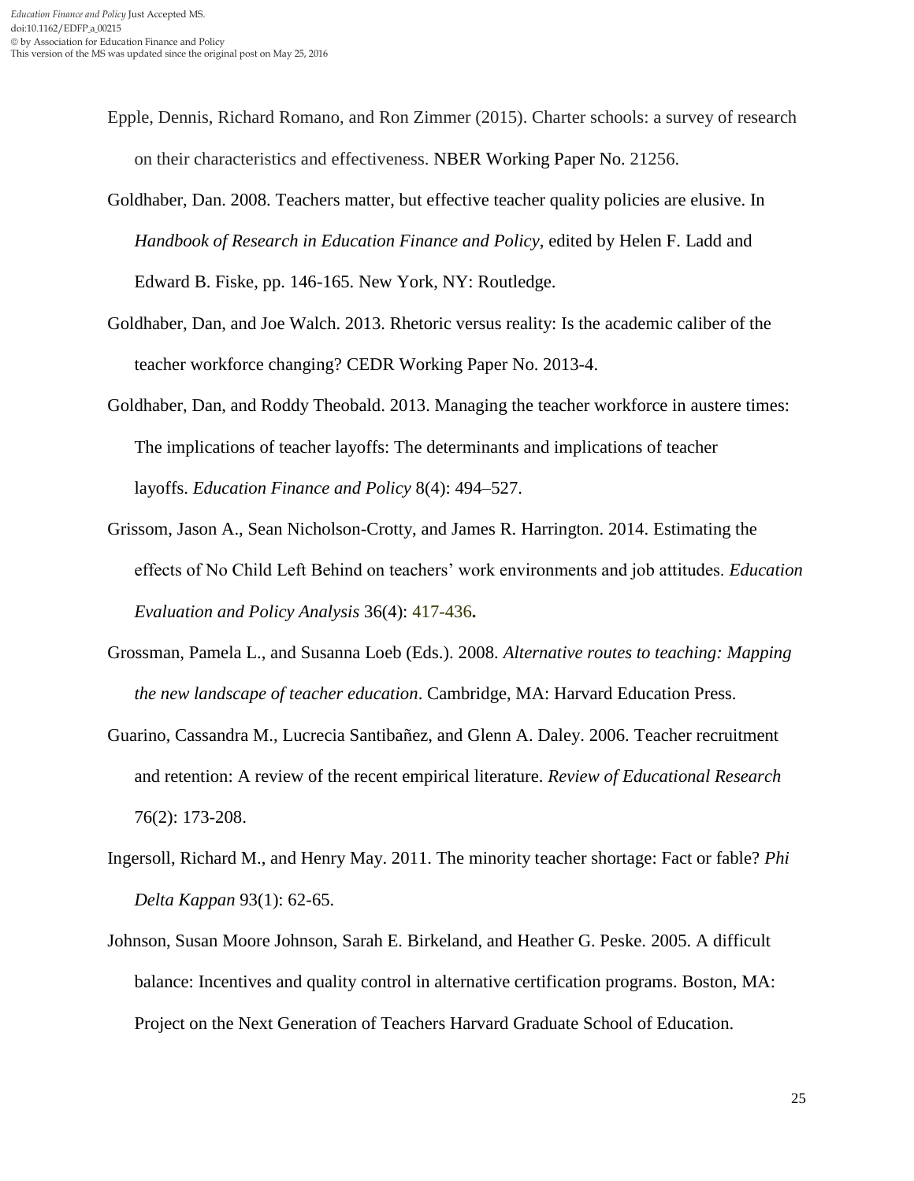Epple, Dennis, Richard Romano, and Ron Zimmer (2015). Charter schools: a survey of research on their characteristics and effectiveness. NBER Working Paper No. 21256.

Goldhaber, Dan. 2008. Teachers matter, but effective teacher quality policies are elusive. In *Handbook of Research in Education Finance and Policy*, edited by Helen F. Ladd and Edward B. Fiske, pp. 146-165. New York, NY: Routledge.

Goldhaber, Dan, and Joe Walch. 2013. Rhetoric versus reality: Is the academic caliber of the teacher workforce changing? CEDR Working Paper No. 2013-4.

Goldhaber, Dan, and Roddy Theobald. 2013. Managing the teacher workforce in austere times: The implications of teacher layoffs: The determinants and implications of teacher layoffs. *Education Finance and Policy* 8(4): 494–527.

Grissom, Jason A., Sean Nicholson-Crotty, and James R. Harrington. 2014. Estimating the effects of No Child Left Behind on teachers' work environments and job attitudes. *Education Evaluation and Policy Analysis* 36(4): 417-436**.**

Grossman, Pamela L., and Susanna Loeb (Eds.). 2008. *Alternative routes to teaching: Mapping the new landscape of teacher education*. Cambridge, MA: Harvard Education Press.

Guarino, Cassandra M., Lucrecia Santibañez, and Glenn A. Daley. 2006. Teacher recruitment and retention: A review of the recent empirical literature. *Review of Educational Research* 76(2): 173-208.

Ingersoll, Richard M., and Henry May. 2011. The minority teacher shortage: Fact or fable? *Phi Delta Kappan* 93(1): 62-65.

Johnson, Susan Moore Johnson, Sarah E. Birkeland, and Heather G. Peske. 2005. A difficult balance: Incentives and quality control in alternative certification programs. Boston, MA: Project on the Next Generation of Teachers Harvard Graduate School of Education.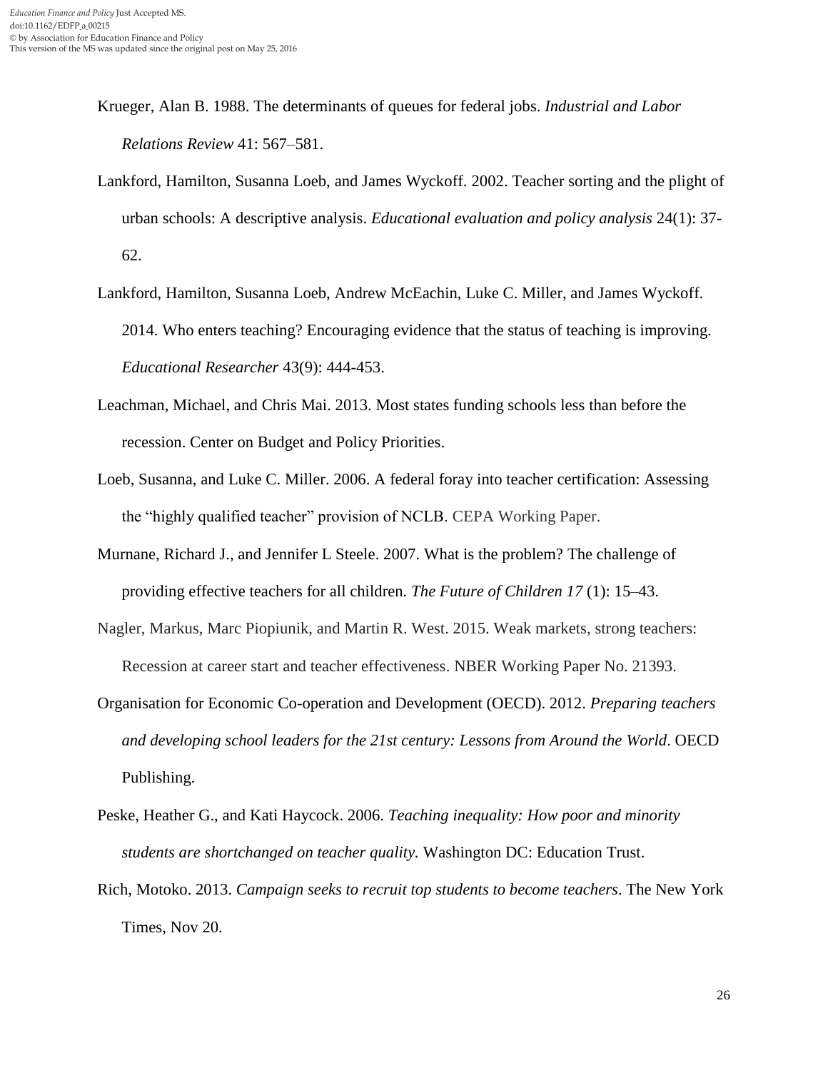Krueger, Alan B. 1988. The determinants of queues for federal jobs. *Industrial and Labor Relations Review* 41: 567–581.

Lankford, Hamilton, Susanna Loeb, and James Wyckoff. 2002. Teacher sorting and the plight of urban schools: A descriptive analysis. *Educational evaluation and policy analysis* 24(1): 37-62.

Lankford, Hamilton, Susanna Loeb, Andrew McEachin, Luke C. Miller, and James Wyckoff. 2014. Who enters teaching? Encouraging evidence that the status of teaching is improving. *Educational Researcher* 43(9): 444-453.

Leachman, Michael, and Chris Mai. 2013. Most states funding schools less than before the recession. Center on Budget and Policy Priorities.

Loeb, Susanna, and Luke C. Miller. 2006. A federal foray into teacher certification: Assessing the "highly qualified teacher" provision of NCLB. CEPA Working Paper.

Murnane, Richard J., and Jennifer L Steele. 2007. What is the problem? The challenge of providing effective teachers for all children. *The Future of Children 17* (1): 15–43.

Nagler, Markus, Marc Piopiunik, and Martin R. West. 2015. Weak markets, strong teachers: Recession at career start and teacher effectiveness. NBER Working Paper No. 21393.

Organisation for Economic Co-operation and Development (OECD). 2012. *Preparing teachers and developing school leaders for the 21st century: Lessons from Around the World*. OECD Publishing.

Peske, Heather G., and Kati Haycock. 2006. *Teaching inequality: How poor and minority students are shortchanged on teacher quality.* Washington DC: Education Trust.

Rich, Motoko. 2013. *Campaign seeks to recruit top students to become teachers*. The New York Times, Nov 20.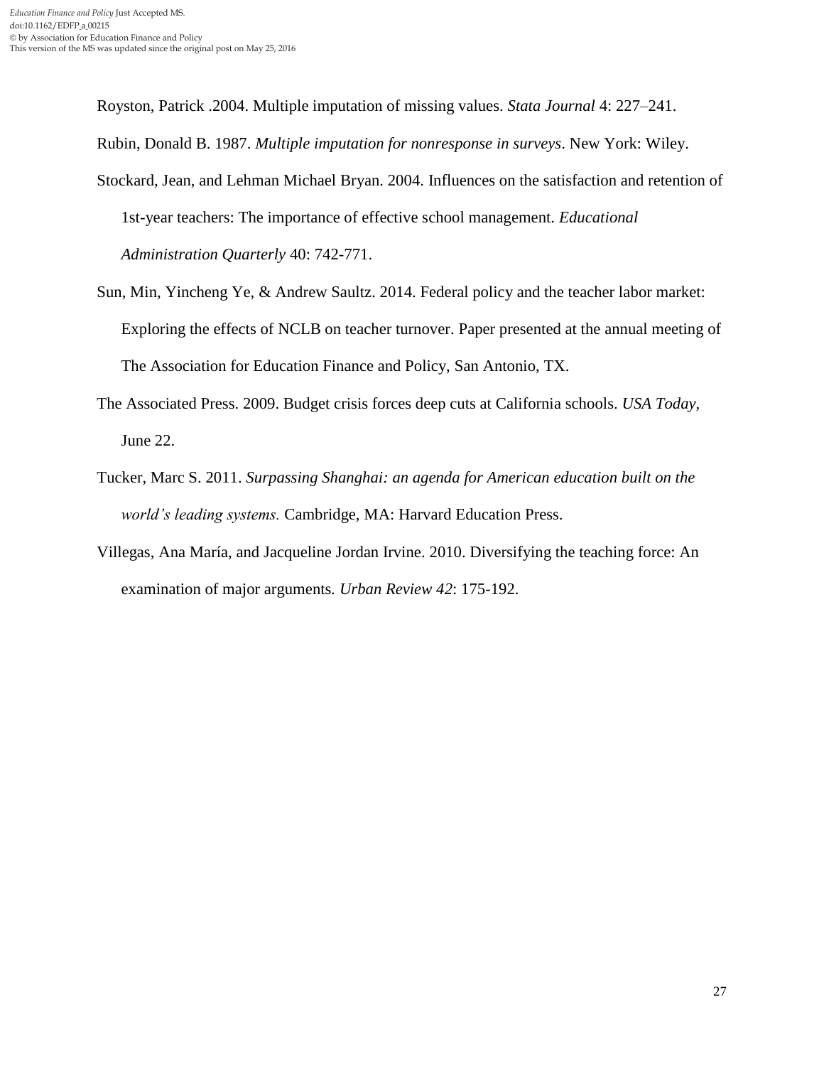Royston, Patrick .2004. Multiple imputation of missing values. *Stata Journal* 4: 227–241.

Rubin, Donald B. 1987. *Multiple imputation for nonresponse in surveys*. New York: Wiley.

Stockard, Jean, and Lehman Michael Bryan. 2004. Influences on the satisfaction and retention of 1st-year teachers: The importance of effective school management. *Educational Administration Quarterly* 40: 742-771.

Sun, Min, Yincheng Ye, & Andrew Saultz. 2014. Federal policy and the teacher labor market: Exploring the effects of NCLB on teacher turnover. Paper presented at the annual meeting of The Association for Education Finance and Policy, San Antonio, TX.

The Associated Press. 2009. Budget crisis forces deep cuts at California schools. *USA Today*, June 22.

Tucker, Marc S. 2011. *Surpassing Shanghai: an agenda for American education built on the world's leading systems.* Cambridge, MA: Harvard Education Press.

Villegas, Ana María, and Jacqueline Jordan Irvine. 2010. Diversifying the teaching force: An examination of major arguments. *Urban Review 42*: 175-192.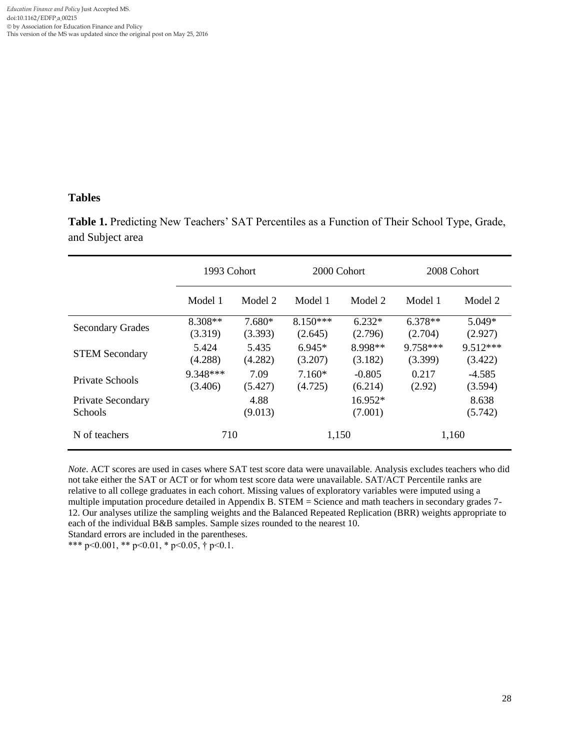## Tables

**Table 1.** Predicting New Teachers' SAT Percentiles as a Function of Their School Type, Grade, and Subject area

| | 1993 Cohort | | 2000 Cohort | | 2008 Cohort | |
|---|---|---|---|---|---|---|
| | Model 1 | Model 2 | Model 1 | Model 2 | Model 1 | Model 2 |
| Secondary Grades | 8.308** (3.319) | 7.680* (3.393) | 8.150*** (2.645) | 6.232* (2.796) | 6.378** (2.704) | 5.049* (2.927) |
| STEM Secondary | 5.424 (4.288) | 5.435 (4.282) | 6.945* (3.207) | 8.998** (3.182) | 9.758*** (3.399) | 9.512*** (3.422) |
| Private Schools | 9.348*** (3.406) | 7.09 (5.427) | 7.160* (4.725) | -0.805 (6.214) | 0.217 (2.92) | -4.585 (3.594) |
| Private Secondary Schools | | 4.88 (9.013) | | 16.952* (7.001) | | 8.638 (5.742) |
| N of teachers | 710 | | 1,150 | | 1,160 | |

*Note*. ACT scores are used in cases where SAT test score data were unavailable. Analysis excludes teachers who did not take either the SAT or ACT or for whom test score data were unavailable. SAT/ACT Percentile ranks are relative to all college graduates in each cohort. Missing values of exploratory variables were imputed using a multiple imputation procedure detailed in Appendix B. STEM = Science and math teachers in secondary grades 7-12. Our analyses utilize the sampling weights and the Balanced Repeated Replication (BRR) weights appropriate to each of the individual B&B samples. Sample sizes rounded to the nearest 10.
Standard errors are included in the parentheses.
*** $p<0.001$, ** $p<0.01$, * $p<0.05$, † $p<0.1$.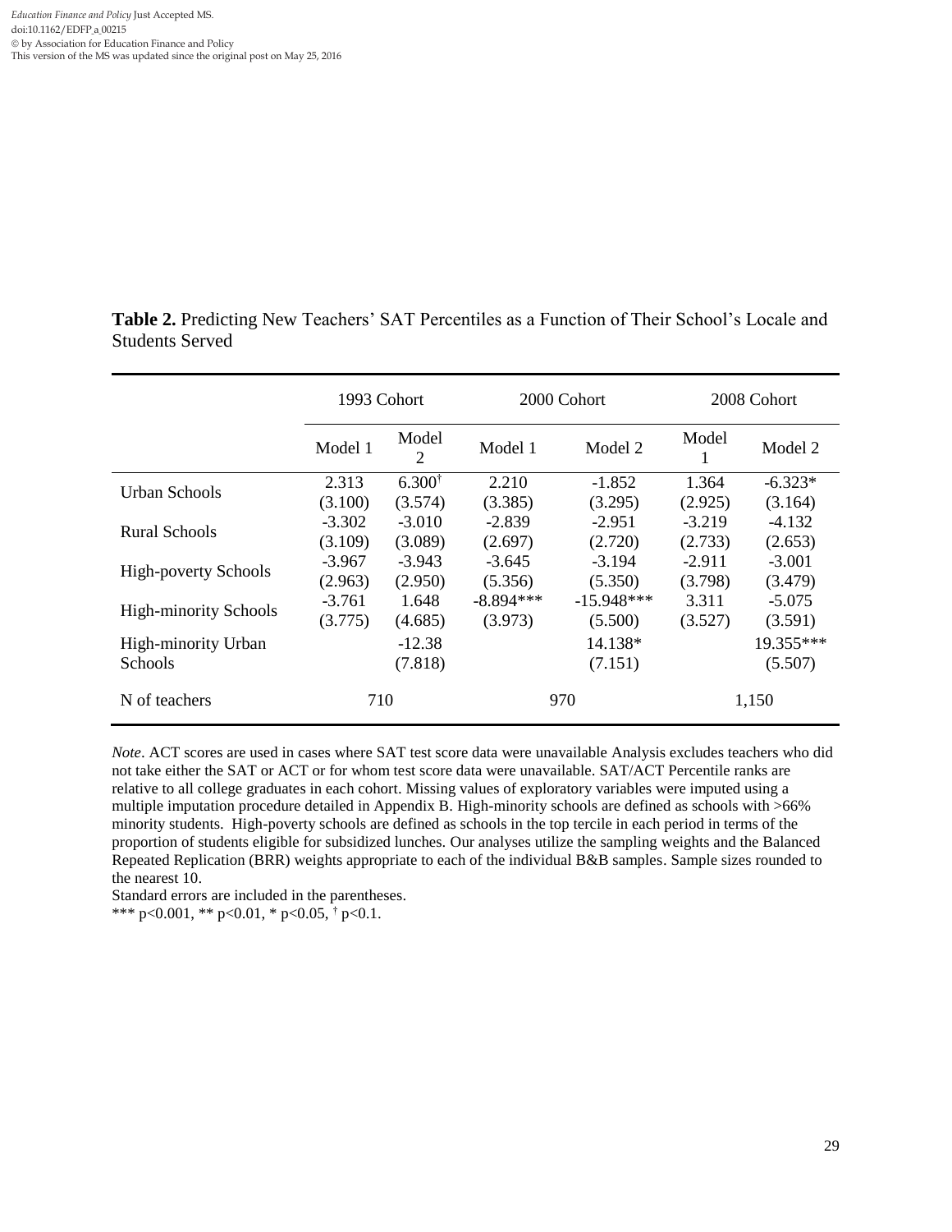**Table 2.** Predicting New Teachers' SAT Percentiles as a Function of Their School's Locale and Students Served

| | 1993 Cohort | | 2000 Cohort | | 2008 Cohort | |
|---|---|---|---|---|---|---|
| | Model 1 | Model 2 | Model 1 | Model 2 | Model 1 | Model 2 |
| Urban Schools | 2.313 | 6.300† | 2.210 | -1.852 | 1.364 | -6.323* |
| | (3.100) | (3.574) | (3.385) | (3.295) | (2.925) | (3.164) |
| Rural Schools | -3.302 | -3.010 | -2.839 | -2.951 | -3.219 | -4.132 |
| | (3.109) | (3.089) | (2.697) | (2.720) | (2.733) | (2.653) |
| High-poverty Schools | -3.967 | -3.943 | -3.645 | -3.194 | -2.911 | -3.001 |
| | (2.963) | (2.950) | (5.356) | (5.350) | (3.798) | (3.479) |
| High-minority Schools | -3.761 | 1.648 | -8.894*** | -15.948*** | 3.311 | -5.075 |
| | (3.775) | (4.685) | (3.973) | (5.500) | (3.527) | (3.591) |
| High-minority Urban Schools | | -12.38 | | 14.138* | | 19.355*** |
| | | (7.818) | | (7.151) | | (5.507) |
| N of teachers | 710 | | 970 | | 1,150 | |

*Note*. ACT scores are used in cases where SAT test score data were unavailable Analysis excludes teachers who did not take either the SAT or ACT or for whom test score data were unavailable. SAT/ACT Percentile ranks are relative to all college graduates in each cohort. Missing values of exploratory variables were imputed using a multiple imputation procedure detailed in Appendix B. High-minority schools are defined as schools with >66% minority students. High-poverty schools are defined as schools in the top tercile in each period in terms of the proportion of students eligible for subsidized lunches. Our analyses utilize the sampling weights and the Balanced Repeated Replication (BRR) weights appropriate to each of the individual B&B samples. Sample sizes rounded to the nearest 10.

Standard errors are included in the parentheses.

*** $p<0.001$, ** $p<0.01$, * $p<0.05$, † $p<0.1$.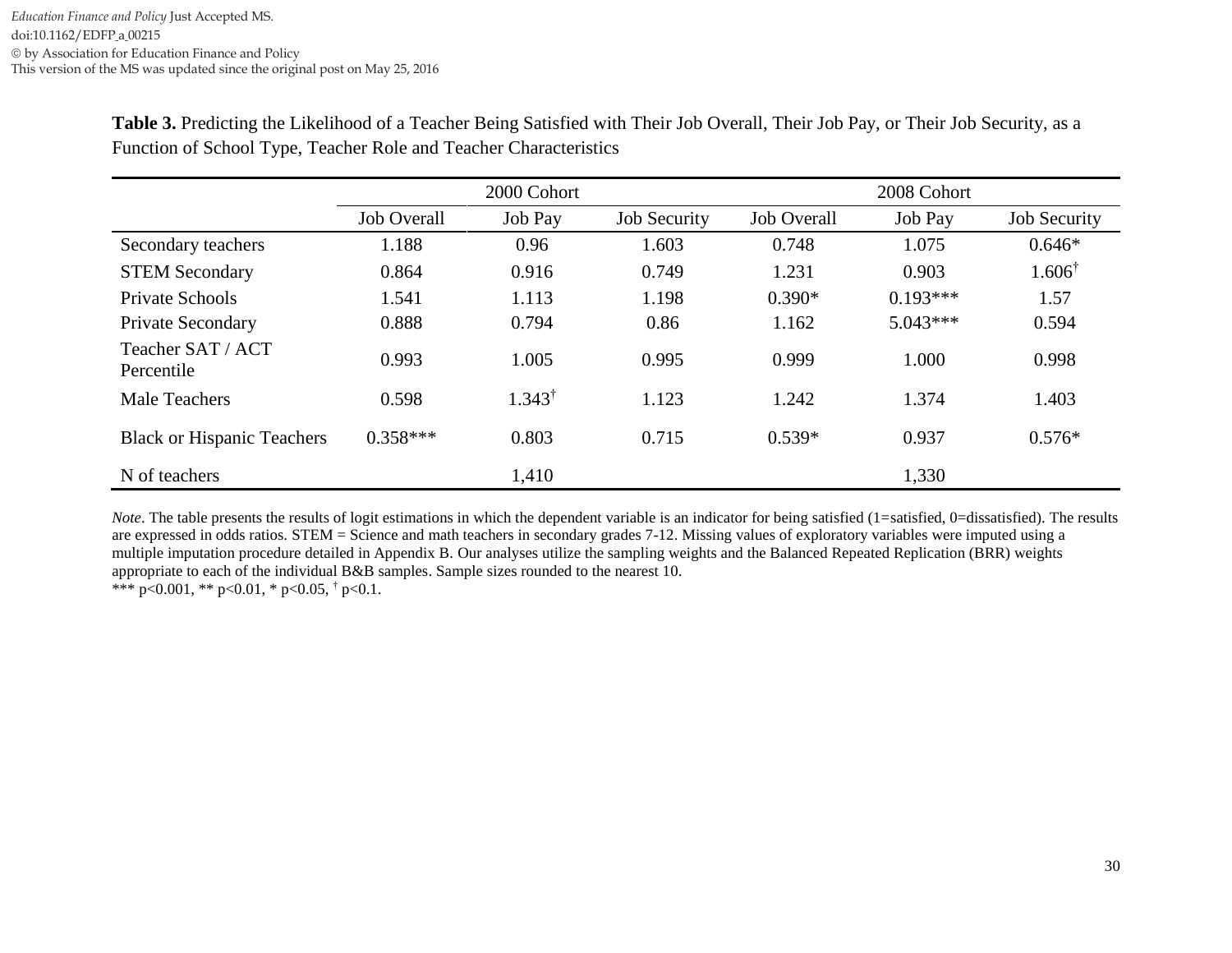**Table 3.** Predicting the Likelihood of a Teacher Being Satisfied with Their Job Overall, Their Job Pay, or Their Job Security, as a Function of School Type, Teacher Role and Teacher Characteristics

| | 2000 Cohort | | | 2008 Cohort | | |
|---|---|---|---|---|---|---|
| | Job Overall | Job Pay | Job Security | Job Overall | Job Pay | Job Security |
| Secondary teachers | 1.188 | 0.96 | 1.603 | 0.748 | 1.075 | 0.646* |
| STEM Secondary | 0.864 | 0.916 | 0.749 | 1.231 | 0.903 | 1.606† |
| Private Schools | 1.541 | 1.113 | 1.198 | 0.390* | 0.193*** | 1.57 |
| Private Secondary | 0.888 | 0.794 | 0.86 | 1.162 | 5.043*** | 0.594 |
| Teacher SAT / ACT Percentile | 0.993 | 1.005 | 0.995 | 0.999 | 1.000 | 0.998 |
| Male Teachers | 0.598 | 1.343† | 1.123 | 1.242 | 1.374 | 1.403 |
| Black or Hispanic Teachers | 0.358*** | 0.803 | 0.715 | 0.539* | 0.937 | 0.576* |
| N of teachers | | 1,410 | | | 1,330 | |

*Note*. The table presents the results of logit estimations in which the dependent variable is an indicator for being satisfied (1=satisfied, 0=dissatisfied). The results are expressed in odds ratios. STEM = Science and math teachers in secondary grades 7-12. Missing values of exploratory variables were imputed using a multiple imputation procedure detailed in Appendix B. Our analyses utilize the sampling weights and the Balanced Repeated Replication (BRR) weights appropriate to each of the individual B&B samples. Sample sizes rounded to the nearest 10.
*** $p<0.001$, ** $p<0.01$, * $p<0.05$, † $p<0.1$.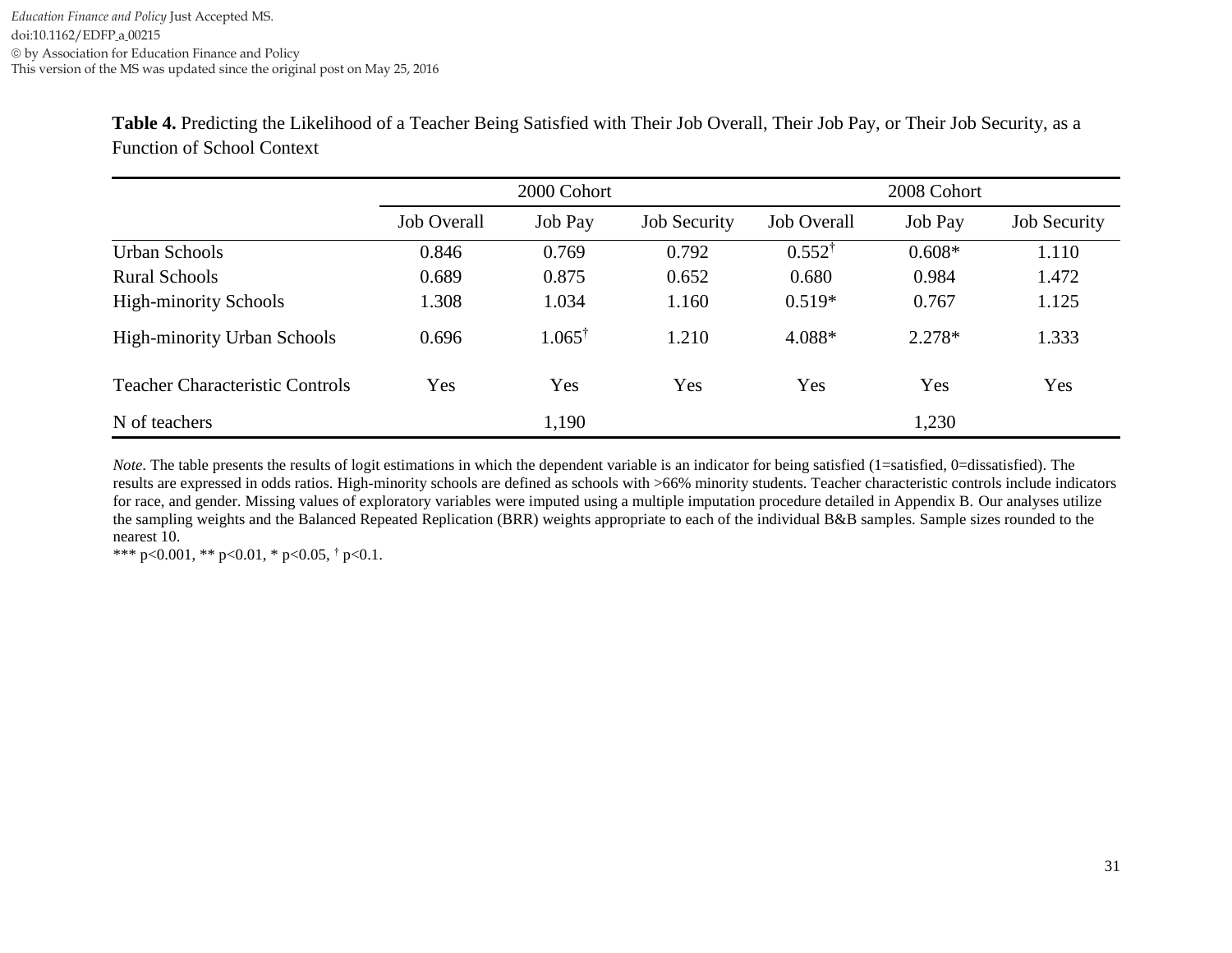**Table 4.** Predicting the Likelihood of a Teacher Being Satisfied with Their Job Overall, Their Job Pay, or Their Job Security, as a Function of School Context

| | 2000 Cohort | | | 2008 Cohort | | |
|---|---|---|---|---|---|---|
| | Job Overall | Job Pay | Job Security | Job Overall | Job Pay | Job Security |
| Urban Schools | 0.846 | 0.769 | 0.792 | 0.552[†] | 0.608* | 1.110 |
| Rural Schools | 0.689 | 0.875 | 0.652 | 0.680 | 0.984 | 1.472 |
| High-minority Schools | 1.308 | 1.034 | 1.160 | 0.519* | 0.767 | 1.125 |
| High-minority Urban Schools | 0.696 | 1.065[†] | 1.210 | 4.088* | 2.278* | 1.333 |
| Teacher Characteristic Controls | Yes | Yes | Yes | Yes | Yes | Yes |
| N of teachers | | 1,190 | | | 1,230 | |

*Note*. The table presents the results of logit estimations in which the dependent variable is an indicator for being satisfied (1=satisfied, 0=dissatisfied). The results are expressed in odds ratios. High-minority schools are defined as schools with >66% minority students. Teacher characteristic controls include indicators for race, and gender. Missing values of exploratory variables were imputed using a multiple imputation procedure detailed in Appendix B. Our analyses utilize the sampling weights and the Balanced Repeated Replication (BRR) weights appropriate to each of the individual B&B samples. Sample sizes rounded to the nearest 10.

*** $p<0.001$, ** $p<0.01$, * $p<0.05$, † $p<0.1$.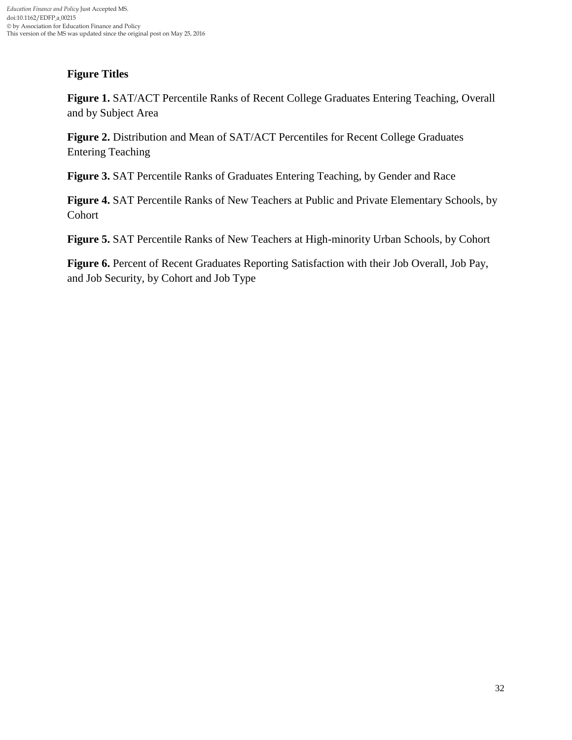## Figure Titles

**Figure 1.** SAT/ACT Percentile Ranks of Recent College Graduates Entering Teaching, Overall and by Subject Area

**Figure 2.** Distribution and Mean of SAT/ACT Percentiles for Recent College Graduates Entering Teaching

**Figure 3.** SAT Percentile Ranks of Graduates Entering Teaching, by Gender and Race

**Figure 4.** SAT Percentile Ranks of New Teachers at Public and Private Elementary Schools, by Cohort

**Figure 5.** SAT Percentile Ranks of New Teachers at High-minority Urban Schools, by Cohort

**Figure 6.** Percent of Recent Graduates Reporting Satisfaction with their Job Overall, Job Pay, and Job Security, by Cohort and Job Type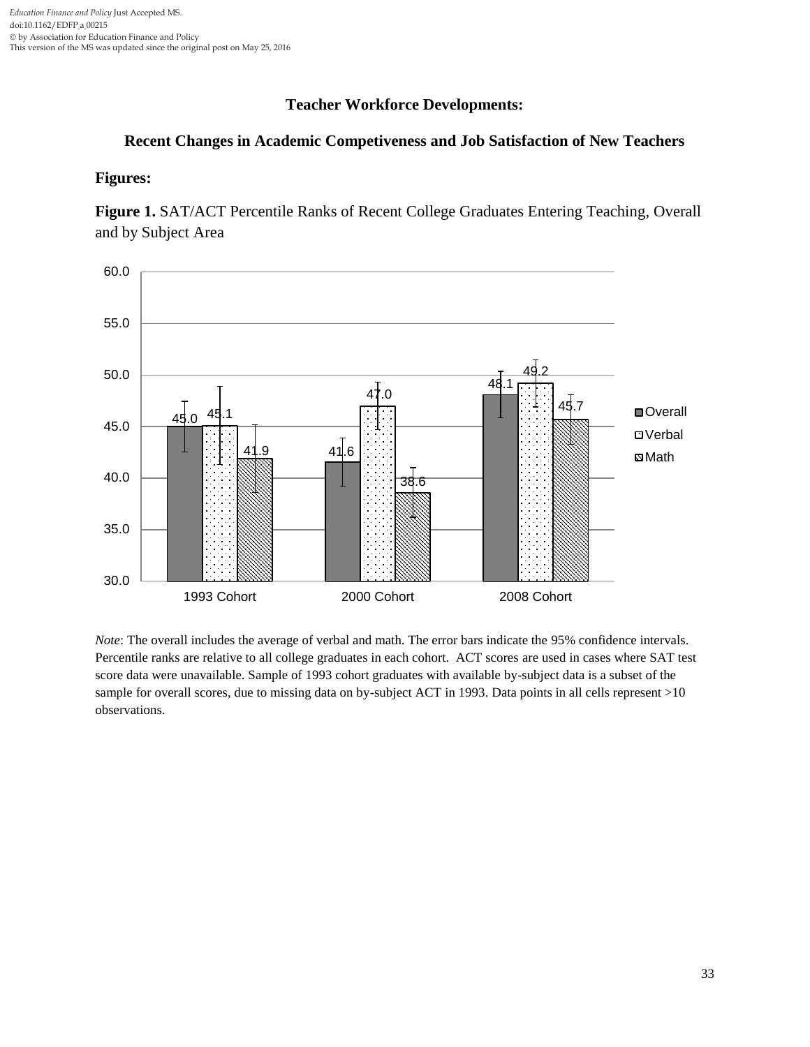**Teacher Workforce Developments:**

**Recent Changes in Academic Competiveness and Job Satisfaction of New Teachers**

**Figures:**

**Figure 1.** SAT/ACT Percentile Ranks of Recent College Graduates Entering Teaching, Overall and by Subject Area

| | Overall | Verbal | Math |
|---|---|---|---|
| 1993 Cohort | 45.0 | 45.1 | 41.9 |
| 2000 Cohort | 41.6 | 47.0 | 38.6 |
| 2008 Cohort | 48.1 | 49.2 | 45.7 |

*Note*: The overall includes the average of verbal and math. The error bars indicate the 95% confidence intervals. Percentile ranks are relative to all college graduates in each cohort. ACT scores are used in cases where SAT test score data were unavailable. Sample of 1993 cohort graduates with available by-subject data is a subset of the sample for overall scores, due to missing data on by-subject ACT in 1993. Data points in all cells represent >10 observations.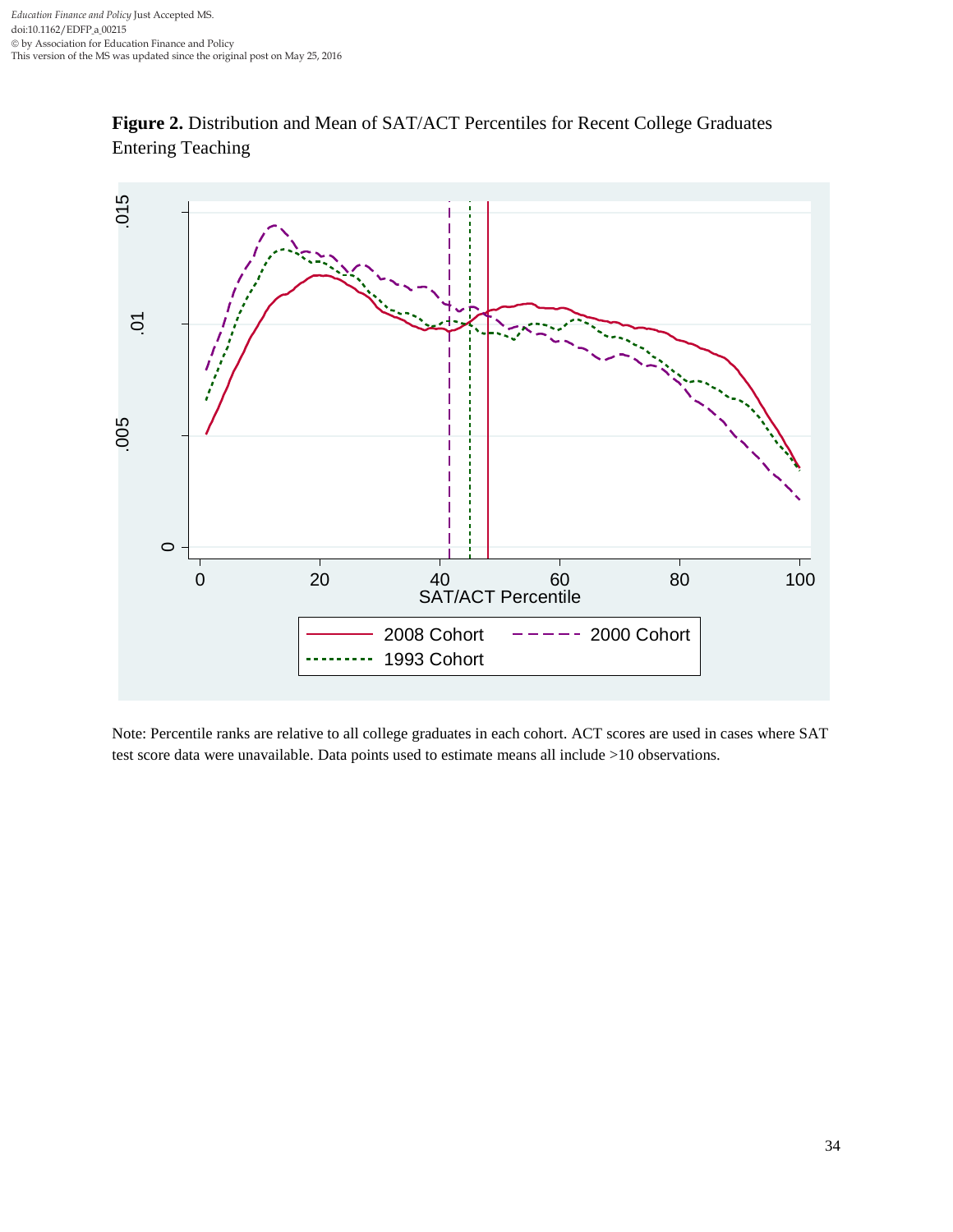**Figure 2.** Distribution and Mean of SAT/ACT Percentiles for Recent College Graduates Entering Teaching

Note: Percentile ranks are relative to all college graduates in each cohort. ACT scores are used in cases where SAT test score data were unavailable. Data points used to estimate means all include >10 observations.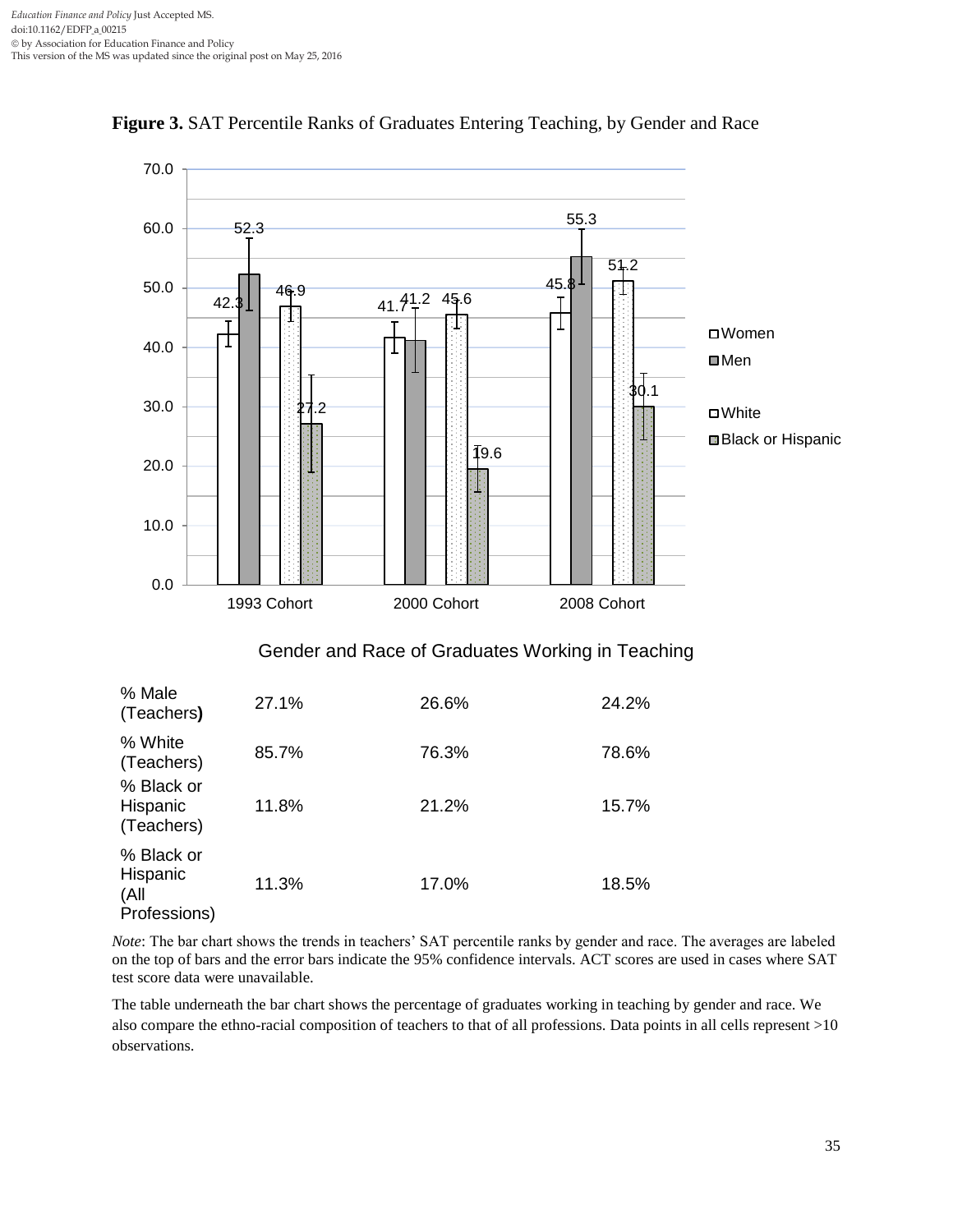**Figure 3.** SAT Percentile Ranks of Graduates Entering Teaching, by Gender and Race

| | Women | Men | White | Black or Hispanic |
|---|---|---|---|---|
| 1993 Cohort | 42.3 | 52.3 | 46.9 | 27.2 |
| 2000 Cohort | 41.7 | 41.2 | 45.6 | 19.6 |
| 2008 Cohort | 45.8 | 55.3 | 51.2 | 30.1 |

Gender and Race of Graduates Working in Teaching

| | 1993 Cohort | 2000 Cohort | 2008 Cohort |
|---|---|---|---|
| % Male (Teachers) | 27.1% | 26.6% | 24.2% |
| % White (Teachers) | 85.7% | 76.3% | 78.6% |
| % Black or Hispanic (Teachers) | 11.8% | 21.2% | 15.7% |
| % Black or Hispanic (All Professions) | 11.3% | 17.0% | 18.5% |

*Note*: The bar chart shows the trends in teachers' SAT percentile ranks by gender and race. The averages are labeled on the top of bars and the error bars indicate the 95% confidence intervals. ACT scores are used in cases where SAT test score data were unavailable.

The table underneath the bar chart shows the percentage of graduates working in teaching by gender and race. We also compare the ethno-racial composition of teachers to that of all professions. Data points in all cells represent >10 observations.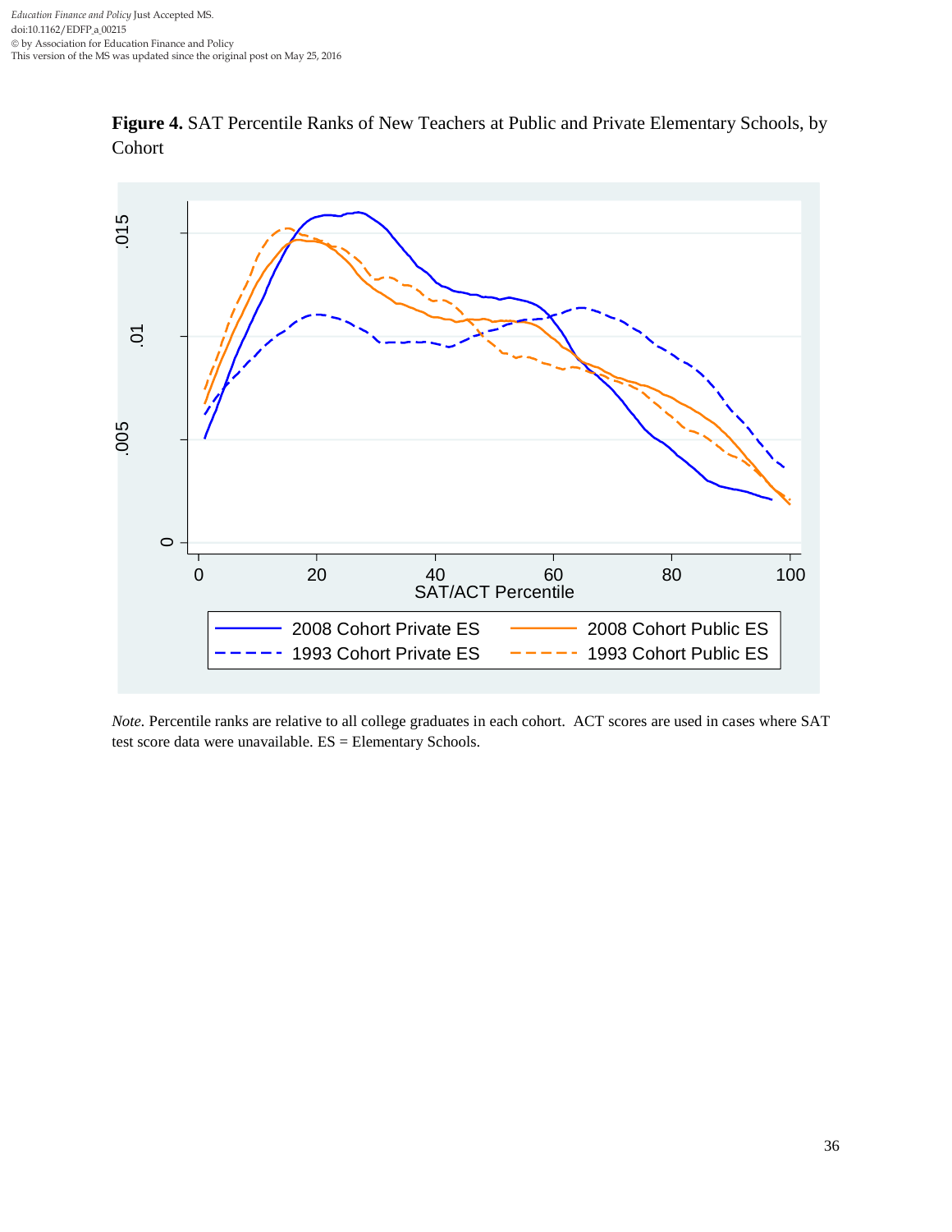**Figure 4.** SAT Percentile Ranks of New Teachers at Public and Private Elementary Schools, by Cohort

*Note.* Percentile ranks are relative to all college graduates in each cohort. ACT scores are used in cases where SAT test score data were unavailable. ES = Elementary Schools.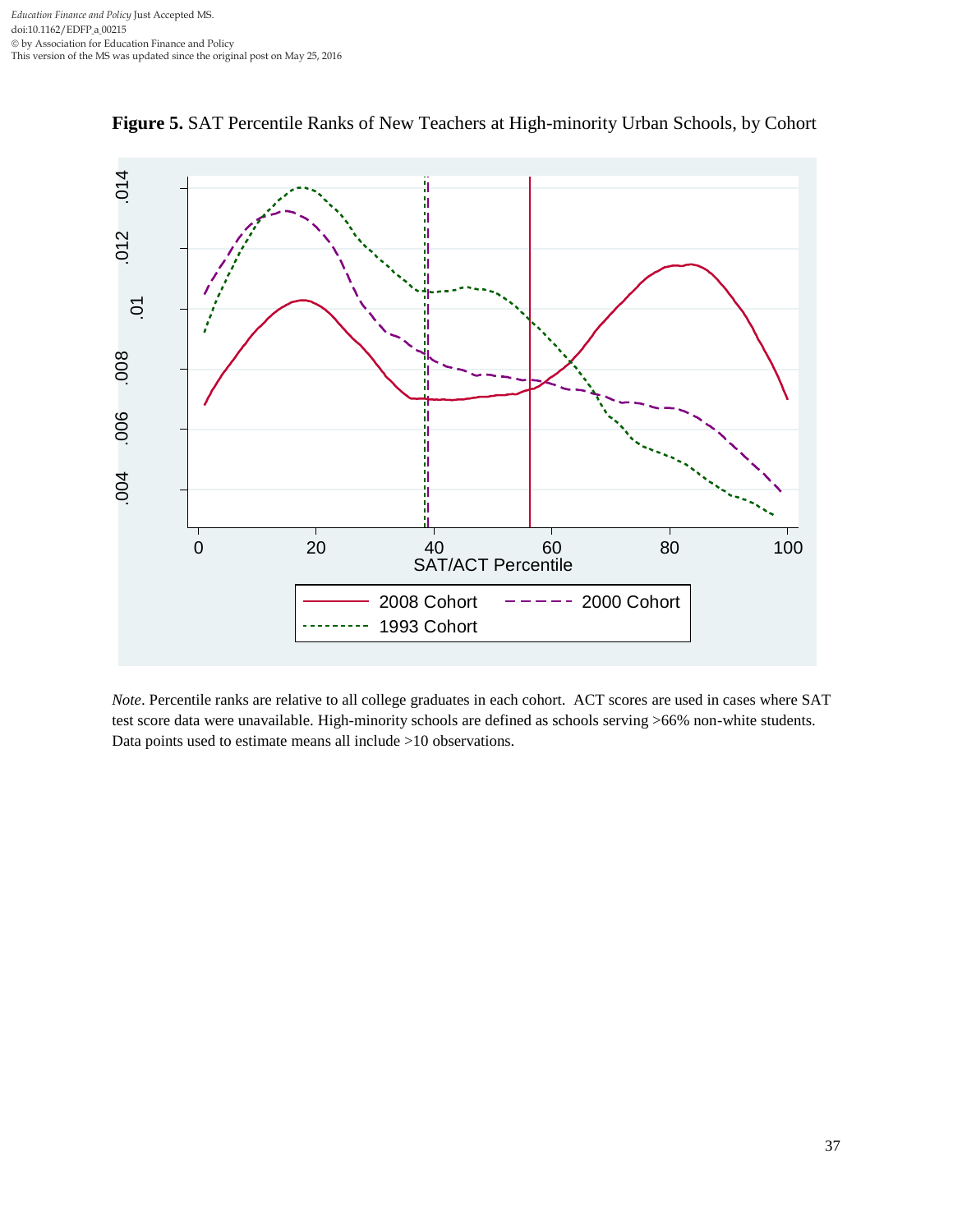**Figure 5.** SAT Percentile Ranks of New Teachers at High-minority Urban Schools, by Cohort

*Note*. Percentile ranks are relative to all college graduates in each cohort. ACT scores are used in cases where SAT test score data were unavailable. High-minority schools are defined as schools serving >66% non-white students. Data points used to estimate means all include >10 observations.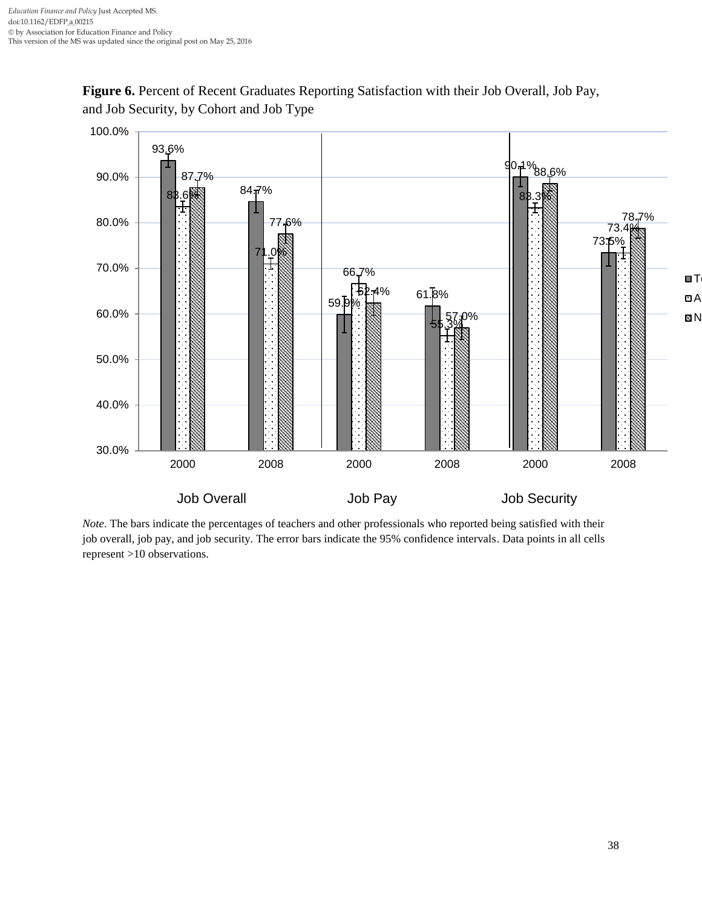**Figure 6.** Percent of Recent Graduates Reporting Satisfaction with their Job Overall, Job Pay, and Job Security, by Cohort and Job Type

| | | T | A | N |
|---|---|---|---|---|
| Job Overall | 2000 | 93.6% | 83.6% | 87.7% |
| | 2008 | 84.7% | 71.0% | 77.6% |
| Job Pay | 2000 | 59.9% | 66.7% | 62.4% |
| | 2008 | 61.8% | 55.3% | 57.0% |
| Job Security | 2000 | 90.1% | 83.3% | 88.6% |
| | 2008 | 73.5% | 73.4% | 78.7% |

*Note*. The bars indicate the percentages of teachers and other professionals who reported being satisfied with their job overall, job pay, and job security. The error bars indicate the 95% confidence intervals. Data points in all cells represent >10 observations.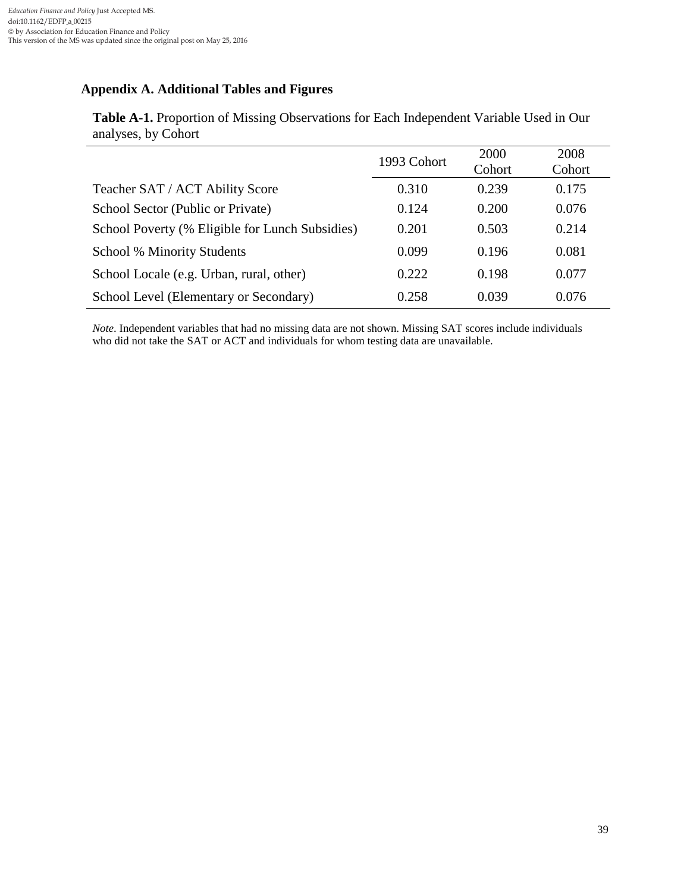## Appendix A. Additional Tables and Figures

**Table A-1.** Proportion of Missing Observations for Each Independent Variable Used in Our analyses, by Cohort

| | 1993 Cohort | 2000 Cohort | 2008 Cohort |
|---|---|---|---|
| Teacher SAT / ACT Ability Score | 0.310 | 0.239 | 0.175 |
| School Sector (Public or Private) | 0.124 | 0.200 | 0.076 |
| School Poverty (% Eligible for Lunch Subsidies) | 0.201 | 0.503 | 0.214 |
| School % Minority Students | 0.099 | 0.196 | 0.081 |
| School Locale (e.g. Urban, rural, other) | 0.222 | 0.198 | 0.077 |
| School Level (Elementary or Secondary) | 0.258 | 0.039 | 0.076 |

*Note*. Independent variables that had no missing data are not shown. Missing SAT scores include individuals who did not take the SAT or ACT and individuals for whom testing data are unavailable.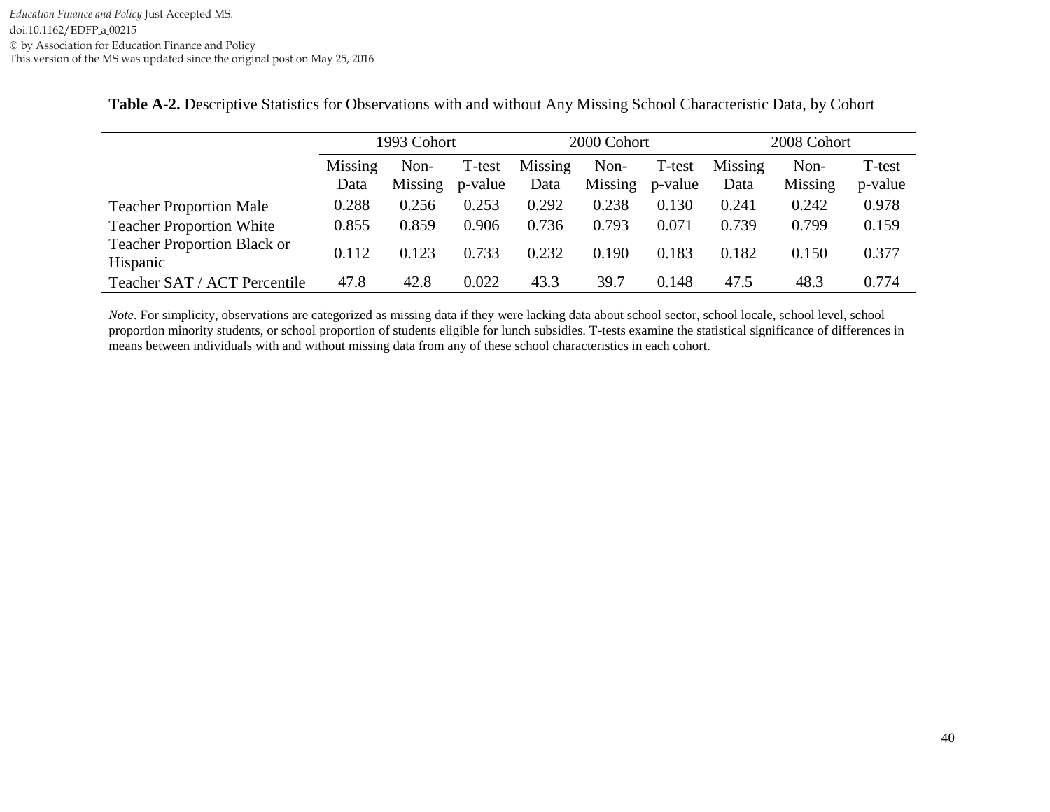**Table A-2.** Descriptive Statistics for Observations with and without Any Missing School Characteristic Data, by Cohort

| | 1993 Cohort | | | 2000 Cohort | | | 2008 Cohort | | |
|---|---|---|---|---|---|---|---|---|---|
| | Missing Data | Non-Missing | T-test p-value | Missing Data | Non-Missing | T-test p-value | Missing Data | Non-Missing | T-test p-value |
| Teacher Proportion Male | 0.288 | 0.256 | 0.253 | 0.292 | 0.238 | 0.130 | 0.241 | 0.242 | 0.978 |
| Teacher Proportion White | 0.855 | 0.859 | 0.906 | 0.736 | 0.793 | 0.071 | 0.739 | 0.799 | 0.159 |
| Teacher Proportion Black or Hispanic | 0.112 | 0.123 | 0.733 | 0.232 | 0.190 | 0.183 | 0.182 | 0.150 | 0.377 |
| Teacher SAT / ACT Percentile | 47.8 | 42.8 | 0.022 | 43.3 | 39.7 | 0.148 | 47.5 | 48.3 | 0.774 |

*Note*. For simplicity, observations are categorized as missing data if they were lacking data about school sector, school locale, school level, school proportion minority students, or school proportion of students eligible for lunch subsidies. T-tests examine the statistical significance of differences in means between individuals with and without missing data from any of these school characteristics in each cohort.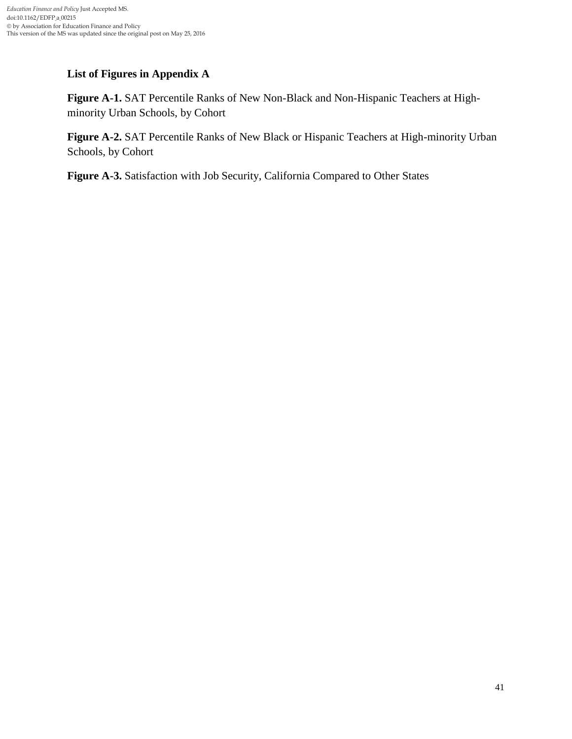**List of Figures in Appendix A**

**Figure A-1.** SAT Percentile Ranks of New Non-Black and Non-Hispanic Teachers at High-minority Urban Schools, by Cohort

**Figure A-2.** SAT Percentile Ranks of New Black or Hispanic Teachers at High-minority Urban Schools, by Cohort

**Figure A-3.** Satisfaction with Job Security, California Compared to Other States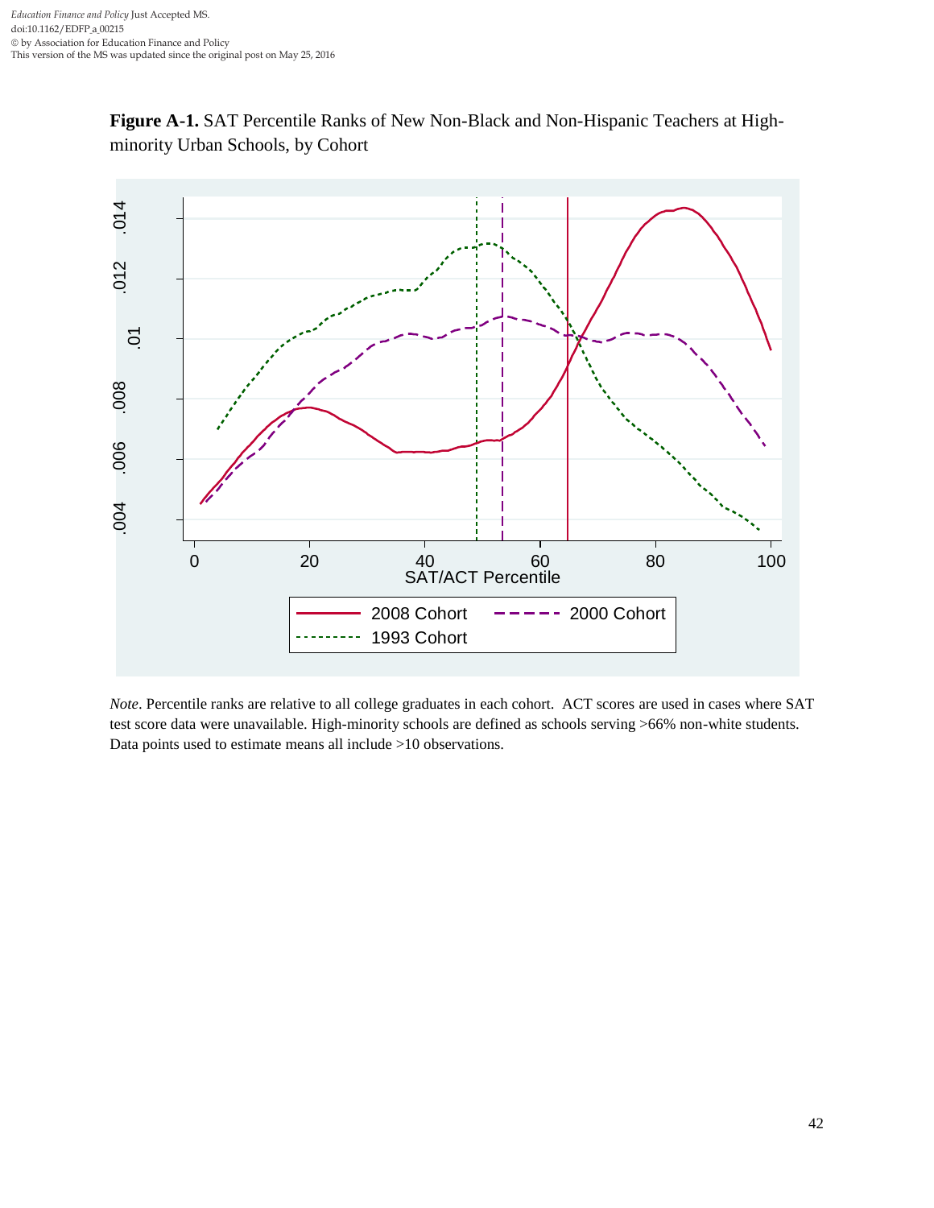**Figure A-1.** SAT Percentile Ranks of New Non-Black and Non-Hispanic Teachers at High-minority Urban Schools, by Cohort

*Note*. Percentile ranks are relative to all college graduates in each cohort. ACT scores are used in cases where SAT test score data were unavailable. High-minority schools are defined as schools serving >66% non-white students. Data points used to estimate means all include >10 observations.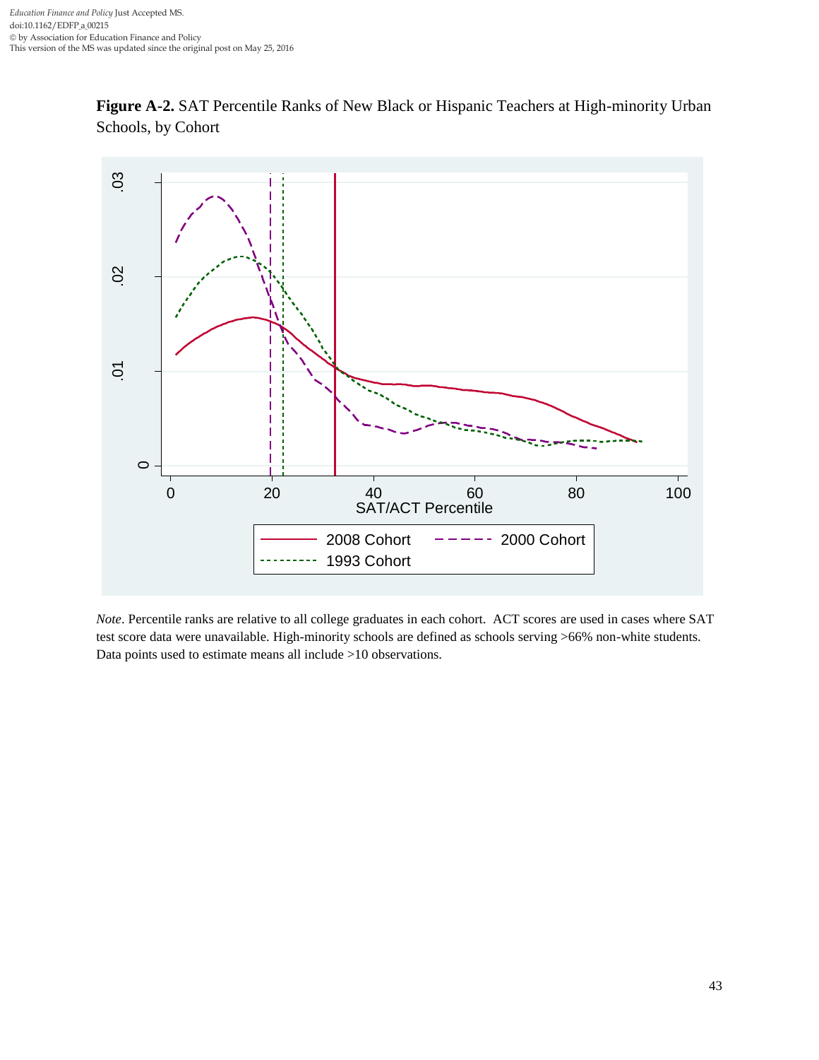**Figure A-2.** SAT Percentile Ranks of New Black or Hispanic Teachers at High-minority Urban Schools, by Cohort

*Note*. Percentile ranks are relative to all college graduates in each cohort. ACT scores are used in cases where SAT test score data were unavailable. High-minority schools are defined as schools serving >66% non-white students. Data points used to estimate means all include >10 observations.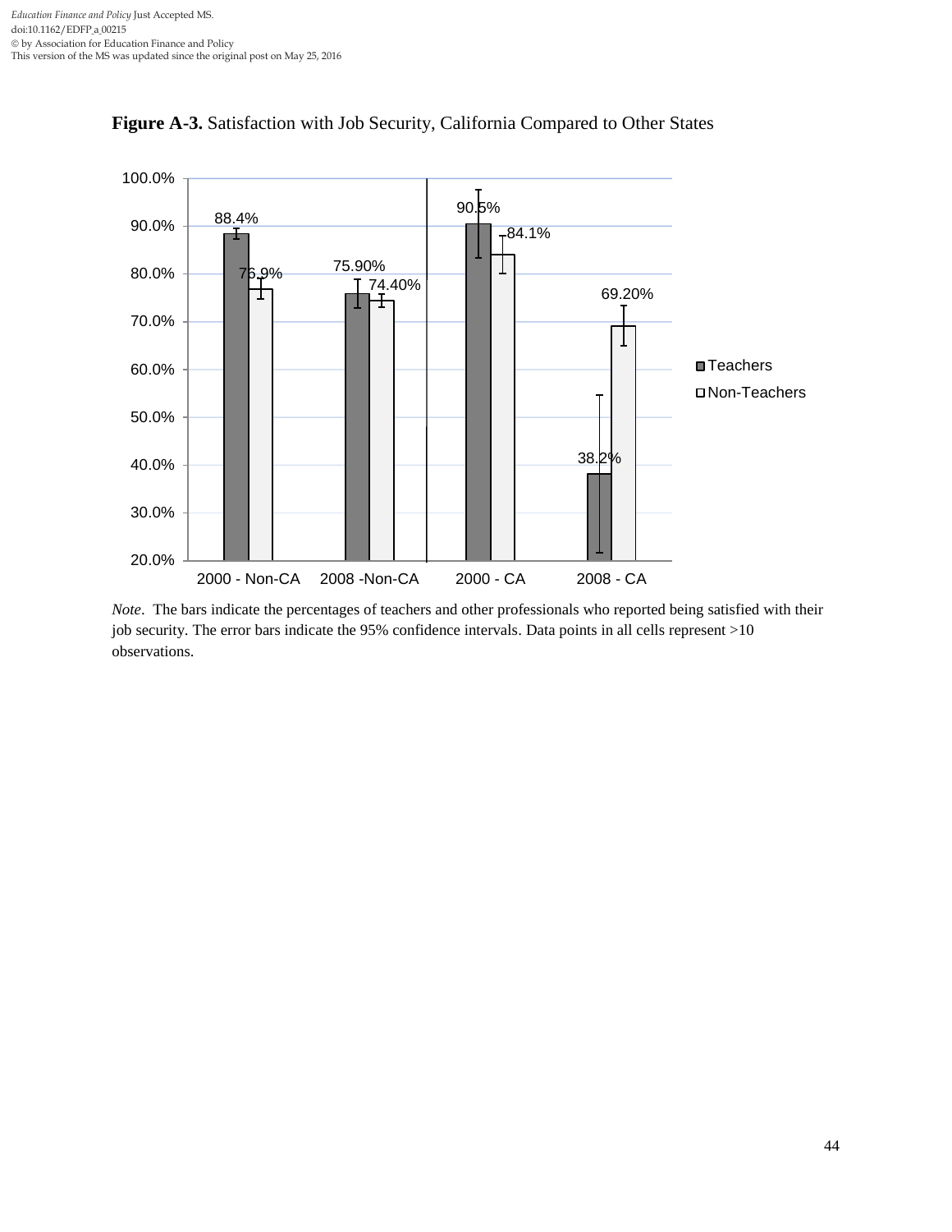**Figure A-3.** Satisfaction with Job Security, California Compared to Other States

| | Teachers | Non-Teachers |
|---|---|---|
| 2000 - Non-CA | 88.4% | 76.9% |
| 2008 -Non-CA | 75.90% | 74.40% |
| 2000 - CA | 90.5% | 84.1% |
| 2008 - CA | 38.2% | 69.20% |

*Note*. The bars indicate the percentages of teachers and other professionals who reported being satisfied with their job security. The error bars indicate the 95% confidence intervals. Data points in all cells represent >10 observations.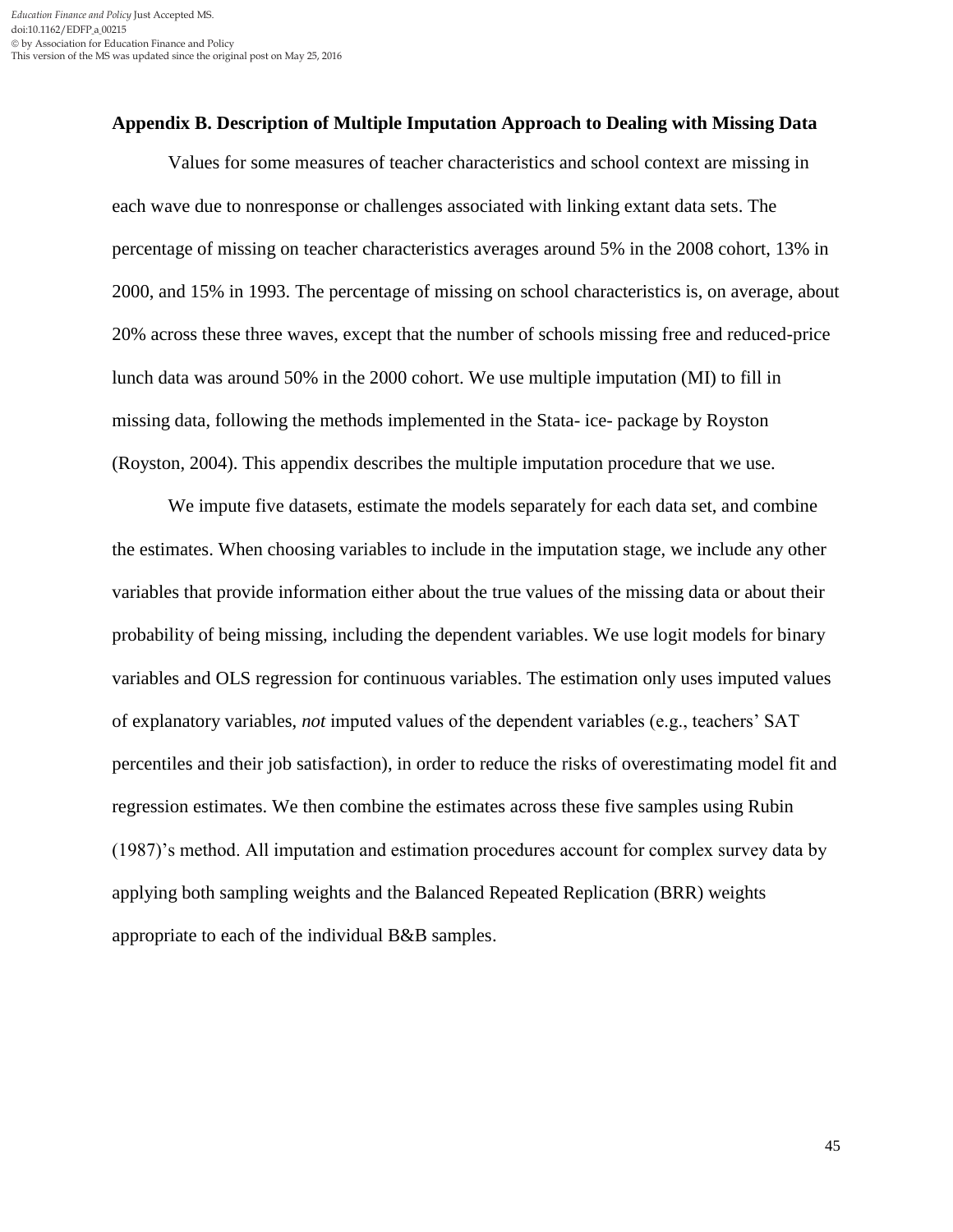## Appendix B. Description of Multiple Imputation Approach to Dealing with Missing Data

Values for some measures of teacher characteristics and school context are missing in each wave due to nonresponse or challenges associated with linking extant data sets. The percentage of missing on teacher characteristics averages around 5% in the 2008 cohort, 13% in 2000, and 15% in 1993. The percentage of missing on school characteristics is, on average, about 20% across these three waves, except that the number of schools missing free and reduced-price lunch data was around 50% in the 2000 cohort. We use multiple imputation (MI) to fill in missing data, following the methods implemented in the Stata- ice- package by Royston (Royston, 2004). This appendix describes the multiple imputation procedure that we use.

We impute five datasets, estimate the models separately for each data set, and combine the estimates. When choosing variables to include in the imputation stage, we include any other variables that provide information either about the true values of the missing data or about their probability of being missing, including the dependent variables. We use logit models for binary variables and OLS regression for continuous variables. The estimation only uses imputed values of explanatory variables, *not* imputed values of the dependent variables (e.g., teachers' SAT percentiles and their job satisfaction), in order to reduce the risks of overestimating model fit and regression estimates. We then combine the estimates across these five samples using Rubin (1987)'s method. All imputation and estimation procedures account for complex survey data by applying both sampling weights and the Balanced Repeated Replication (BRR) weights appropriate to each of the individual B&B samples.